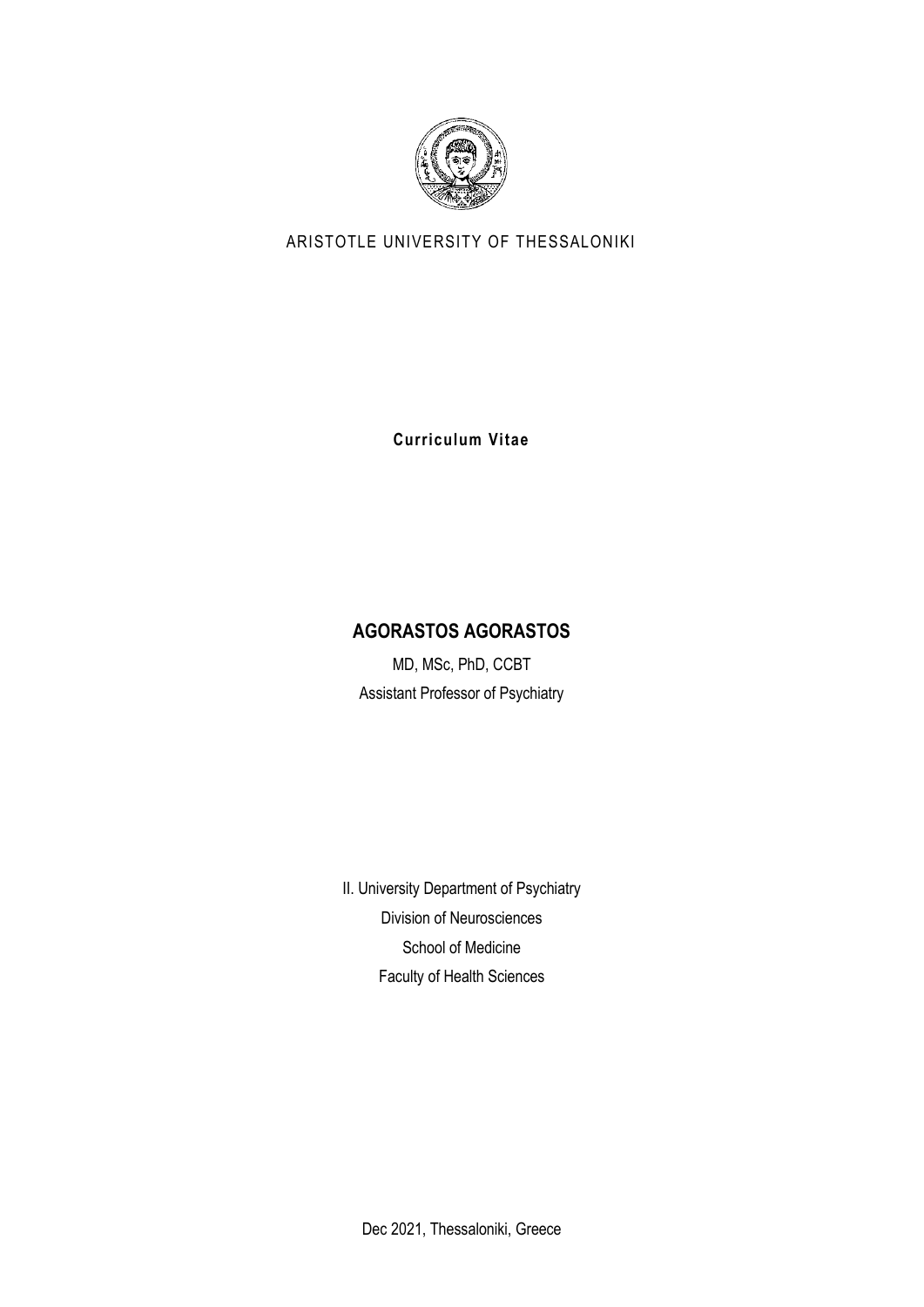ARISTOTLE UNIVERSITY OF THESSALONIKI

**Curriculum Vitae**

# AGORASTOS AGORASTOS

MD, MSc, PhD, CCBT

Assistant Professor of Psychiatry

II. University Department of Psychiatry

Division of Neurosciences

School of Medicine

Faculty of Health Sciences

Dec 2021, Thessaloniki, Greece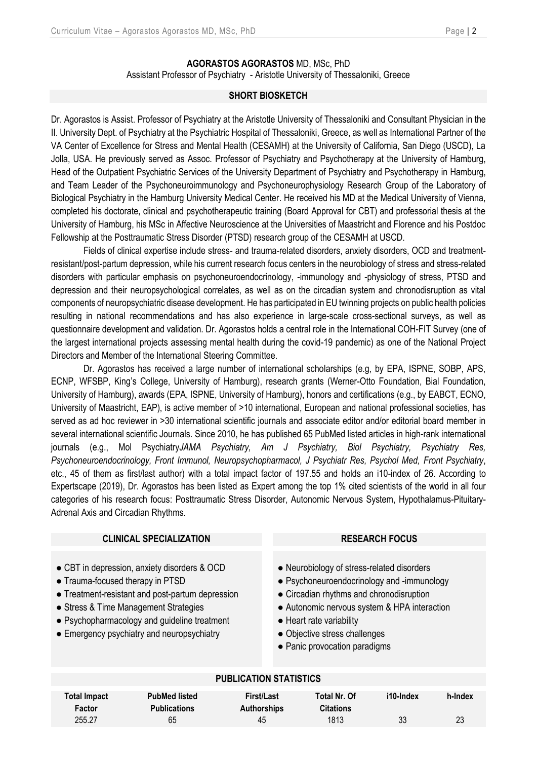**AGORASTOS AGORASTOS** MD, MSc, PhD
Assistant Professor of Psychiatry - Aristotle University of Thessaloniki, Greece

## SHORT BIOSKETCH

Dr. Agorastos is Assist. Professor of Psychiatry at the Aristotle University of Thessaloniki and Consultant Physician in the II. University Dept. of Psychiatry at the Psychiatric Hospital of Thessaloniki, Greece, as well as International Partner of the VA Center of Excellence for Stress and Mental Health (CESAMH) at the University of California, San Diego (USCD), La Jolla, USA. He previously served as Assoc. Professor of Psychiatry and Psychotherapy at the University of Hamburg, Head of the Outpatient Psychiatric Services of the University Department of Psychiatry and Psychotherapy in Hamburg, and Team Leader of the Psychoneuroimmunology and Psychoneurophysiology Research Group of the Laboratory of Biological Psychiatry in the Hamburg University Medical Center. He received his MD at the Medical University of Vienna, completed his doctorate, clinical and psychotherapeutic training (Board Approval for CBT) and professorial thesis at the University of Hamburg, his MSc in Affective Neuroscience at the Universities of Maastricht and Florence and his Postdoc Fellowship at the Posttraumatic Stress Disorder (PTSD) research group of the CESAMH at USCD.

Fields of clinical expertise include stress- and trauma-related disorders, anxiety disorders, OCD and treatment-resistant/post-partum depression, while his current research focus centers in the neurobiology of stress and stress-related disorders with particular emphasis on psychoneuroendocrinology, -immunology and -physiology of stress, PTSD and depression and their neuropsychological correlates, as well as on the circadian system and chronodisruption as vital components of neuropsychiatric disease development. He has participated in EU twinning projects on public health policies resulting in national recommendations and has also experience in large-scale cross-sectional surveys, as well as questionnaire development and validation. Dr. Agorastos holds a central role in the International COH-FIT Survey (one of the largest international projects assessing mental health during the covid-19 pandemic) as one of the National Project Directors and Member of the International Steering Committee.

Dr. Agorastos has received a large number of international scholarships (e.g, by EPA, ISPNE, SOBP, APS, ECNP, WFSBP, King's College, University of Hamburg), research grants (Werner-Otto Foundation, Bial Foundation, University of Hamburg), awards (EPA, ISPNE, University of Hamburg), honors and certifications (e.g., by EABCT, ECNO, University of Maastricht, EAP), is active member of >10 international, European and national professional societies, has served as ad hoc reviewer in >30 international scientific journals and associate editor and/or editorial board member in several international scientific Journals. Since 2010, he has published 65 PubMed listed articles in high-rank international journals (e.g., Mol Psychiatry*JAMA Psychiatry, Am J Psychiatry, Biol Psychiatry, Psychiatry Res, Psychoneuroendocrinology, Front Immunol, Neuropsychopharmacol, J Psychiatr Res, Psychol Med, Front Psychiatry*, etc., 45 of them as first/last author) with a total impact factor of 197.55 and holds an i10-index of 26. According to Expertscape (2019), Dr. Agorastos has been listed as Expert among the top 1% cited scientists of the world in all four categories of his research focus: Posttraumatic Stress Disorder, Autonomic Nervous System, Hypothalamus-Pituitary-Adrenal Axis and Circadian Rhythms.

## CLINICAL SPECIALIZATION

- CBT in depression, anxiety disorders & OCD
- Trauma-focused therapy in PTSD
- Treatment-resistant and post-partum depression
- Stress & Time Management Strategies
- Psychopharmacology and guideline treatment
- Emergency psychiatry and neuropsychiatry

## RESEARCH FOCUS

- Neurobiology of stress-related disorders
- Psychoneuroendocrinology and -immunology
- Circadian rhythms and chronodisruption
- Autonomic nervous system & HPA interaction
- Heart rate variability
- Objective stress challenges
- Panic provocation paradigms

## PUBLICATION STATISTICS

| Total Impact Factor | PubMed listed Publications | First/Last Authorships | Total Nr. Of Citations | i10-Index | h-Index |
|---|---|---|---|---|---|
| 255.27 | 65 | 45 | 1813 | 33 | 23 |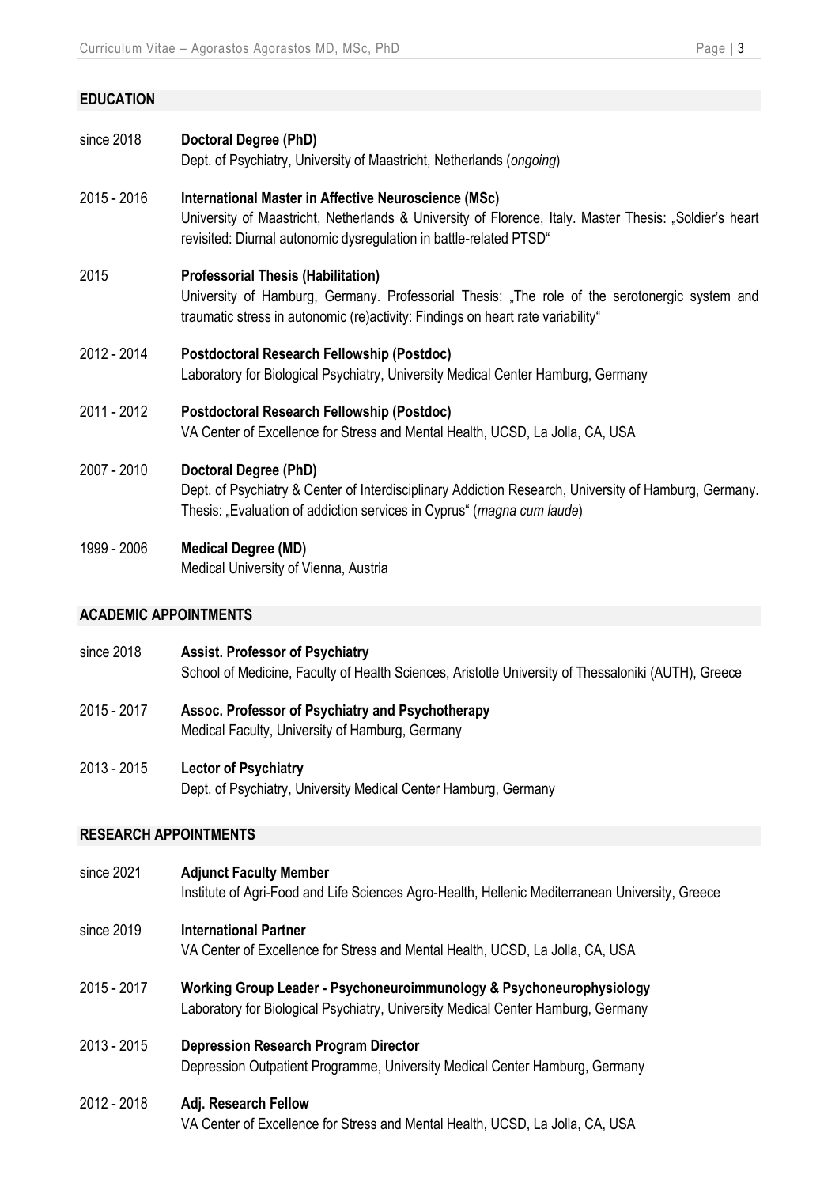## EDUCATION

since 2018 **Doctoral Degree (PhD)**
Dept. of Psychiatry, University of Maastricht, Netherlands (*ongoing*)

2015 - 2016 **International Master in Affective Neuroscience (MSc)**
University of Maastricht, Netherlands & University of Florence, Italy. Master Thesis: „Soldier's heart revisited: Diurnal autonomic dysregulation in battle-related PTSD"

2015 **Professorial Thesis (Habilitation)**
University of Hamburg, Germany. Professorial Thesis: „The role of the serotonergic system and traumatic stress in autonomic (re)activity: Findings on heart rate variability"

2012 - 2014 **Postdoctoral Research Fellowship (Postdoc)**
Laboratory for Biological Psychiatry, University Medical Center Hamburg, Germany

2011 - 2012 **Postdoctoral Research Fellowship (Postdoc)**
VA Center of Excellence for Stress and Mental Health, UCSD, La Jolla, CA, USA

2007 - 2010 **Doctoral Degree (PhD)**
Dept. of Psychiatry & Center of Interdisciplinary Addiction Research, University of Hamburg, Germany. Thesis: „Evaluation of addiction services in Cyprus" (*magna cum laude*)

1999 - 2006 **Medical Degree (MD)**
Medical University of Vienna, Austria

## ACADEMIC APPOINTMENTS

since 2018 **Assist. Professor of Psychiatry**
School of Medicine, Faculty of Health Sciences, Aristotle University of Thessaloniki (AUTH), Greece

2015 - 2017 **Assoc. Professor of Psychiatry and Psychotherapy**
Medical Faculty, University of Hamburg, Germany

2013 - 2015 **Lector of Psychiatry**
Dept. of Psychiatry, University Medical Center Hamburg, Germany

## RESEARCH APPOINTMENTS

since 2021 **Adjunct Faculty Member**
Institute of Agri-Food and Life Sciences Agro-Health, Hellenic Mediterranean University, Greece

since 2019 **International Partner**
VA Center of Excellence for Stress and Mental Health, UCSD, La Jolla, CA, USA

2015 - 2017 **Working Group Leader - Psychoneuroimmunology & Psychoneurophysiology**
Laboratory for Biological Psychiatry, University Medical Center Hamburg, Germany

2013 - 2015 **Depression Research Program Director**
Depression Outpatient Programme, University Medical Center Hamburg, Germany

2012 - 2018 **Adj. Research Fellow**
VA Center of Excellence for Stress and Mental Health, UCSD, La Jolla, CA, USA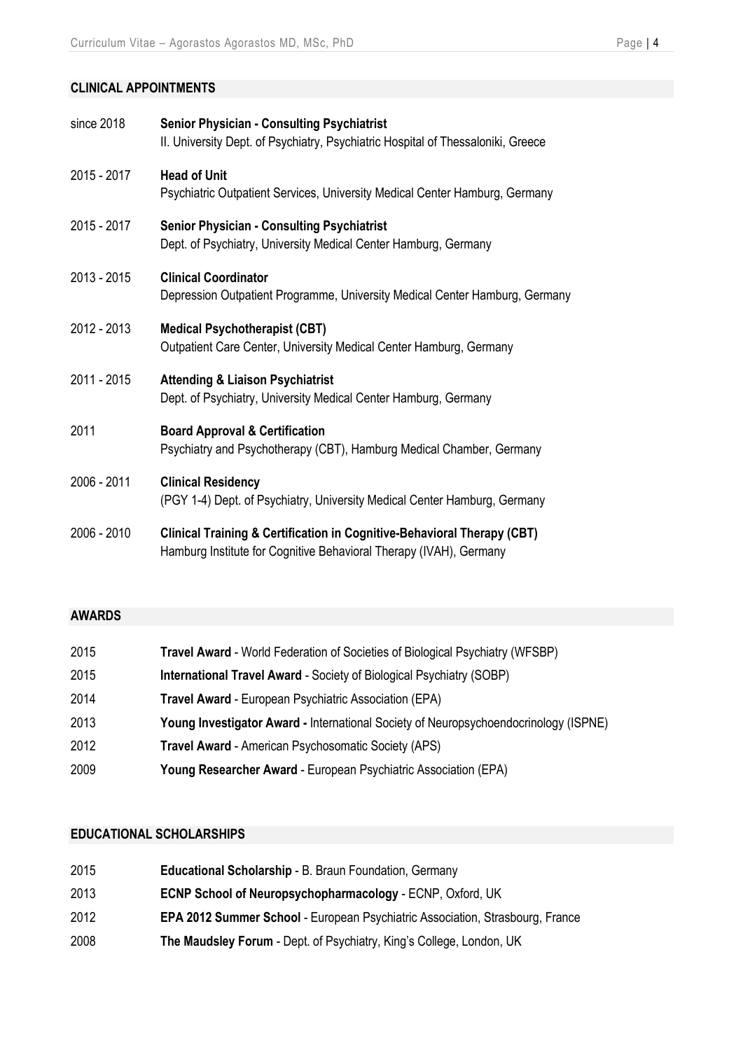## CLINICAL APPOINTMENTS

| | |
|---|---|
| since 2018 | **Senior Physician - Consulting Psychiatrist**<br>II. University Dept. of Psychiatry, Psychiatric Hospital of Thessaloniki, Greece |
| 2015 - 2017 | **Head of Unit**<br>Psychiatric Outpatient Services, University Medical Center Hamburg, Germany |
| 2015 - 2017 | **Senior Physician - Consulting Psychiatrist**<br>Dept. of Psychiatry, University Medical Center Hamburg, Germany |
| 2013 - 2015 | **Clinical Coordinator**<br>Depression Outpatient Programme, University Medical Center Hamburg, Germany |
| 2012 - 2013 | **Medical Psychotherapist (CBT)**<br>Outpatient Care Center, University Medical Center Hamburg, Germany |
| 2011 - 2015 | **Attending & Liaison Psychiatrist**<br>Dept. of Psychiatry, University Medical Center Hamburg, Germany |
| 2011 | **Board Approval & Certification**<br>Psychiatry and Psychotherapy (CBT), Hamburg Medical Chamber, Germany |
| 2006 - 2011 | **Clinical Residency**<br>(PGY 1-4) Dept. of Psychiatry, University Medical Center Hamburg, Germany |
| 2006 - 2010 | **Clinical Training & Certification in Cognitive-Behavioral Therapy (CBT)**<br>Hamburg Institute for Cognitive Behavioral Therapy (IVAH), Germany |

## AWARDS

| | |
|---|---|
| 2015 | **Travel Award** - World Federation of Societies of Biological Psychiatry (WFSBP) |
| 2015 | **International Travel Award** - Society of Biological Psychiatry (SOBP) |
| 2014 | **Travel Award** - European Psychiatric Association (EPA) |
| 2013 | **Young Investigator Award -** International Society of Neuropsychoendocrinology (ISPNE) |
| 2012 | **Travel Award** - American Psychosomatic Society (APS) |
| 2009 | **Young Researcher Award** - European Psychiatric Association (EPA) |

## EDUCATIONAL SCHOLARSHIPS

| | |
|---|---|
| 2015 | **Educational Scholarship** - B. Braun Foundation, Germany |
| 2013 | **ECNP School of Neuropsychopharmacology** - ECNP, Oxford, UK |
| 2012 | **EPA 2012 Summer School** - European Psychiatric Association, Strasbourg, France |
| 2008 | **The Maudsley Forum** - Dept. of Psychiatry, King's College, London, UK |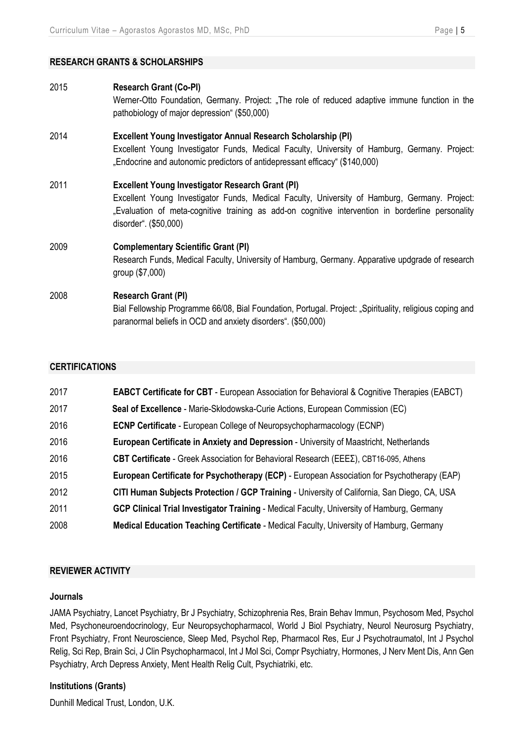## RESEARCH GRANTS & SCHOLARSHIPS

2015 **Research Grant (Co-PI)**
Werner-Otto Foundation, Germany. Project: „The role of reduced adaptive immune function in the pathobiology of major depression" ($50,000)

2014 **Excellent Young Investigator Annual Research Scholarship (PI)**
Excellent Young Investigator Funds, Medical Faculty, University of Hamburg, Germany. Project: „Endocrine and autonomic predictors of antidepressant efficacy" ($140,000)

2011 **Excellent Young Investigator Research Grant (PI)**
Excellent Young Investigator Funds, Medical Faculty, University of Hamburg, Germany. Project: „Evaluation of meta-cognitive training as add-on cognitive intervention in borderline personality disorder". ($50,000)

2009 **Complementary Scientific Grant (PI)**
Research Funds, Medical Faculty, University of Hamburg, Germany. Apparative updgrade of research group ($7,000)

2008 **Research Grant (PI)**
Bial Fellowship Programme 66/08, Bial Foundation, Portugal. Project: „Spirituality, religious coping and paranormal beliefs in OCD and anxiety disorders". ($50,000)

## CERTIFICATIONS

2017 **EABCT Certificate for CBT** - European Association for Behavioral & Cognitive Therapies (EABCT)

2017 **Seal of Excellence** - Marie-Skłodowska-Curie Actions, European Commission (EC)

2016 **ECNP Certificate** - European College of Neuropsychopharmacology (ECNP)

2016 **European Certificate in Anxiety and Depression** - University of Maastricht, Netherlands

2016 **CBT Certificate** - Greek Association for Behavioral Research (ΕΕΕΣ), CBT16-095, Athens

2015 **European Certificate for Psychotherapy (ECP)** - European Association for Psychotherapy (EAP)

2012 **CITI Human Subjects Protection / GCP Training** - University of California, San Diego, CA, USA

2011 **GCP Clinical Trial Investigator Training** - Medical Faculty, University of Hamburg, Germany

2008 **Medical Education Teaching Certificate** - Medical Faculty, University of Hamburg, Germany

## REVIEWER ACTIVITY

### Journals

JAMA Psychiatry, Lancet Psychiatry, Br J Psychiatry, Schizophrenia Res, Brain Behav Immun, Psychosom Med, Psychol Med, Psychoneuroendocrinology, Eur Neuropsychopharmacol, World J Biol Psychiatry, Neurol Neurosurg Psychiatry, Front Psychiatry, Front Neuroscience, Sleep Med, Psychol Rep, Pharmacol Res, Eur J Psychotraumatol, Int J Psychol Relig, Sci Rep, Brain Sci, J Clin Psychopharmacol, Int J Mol Sci, Compr Psychiatry, Hormones, J Nerv Ment Dis, Ann Gen Psychiatry, Arch Depress Anxiety, Ment Health Relig Cult, Psychiatriki, etc.

### Institutions (Grants)

Dunhill Medical Trust, London, U.K.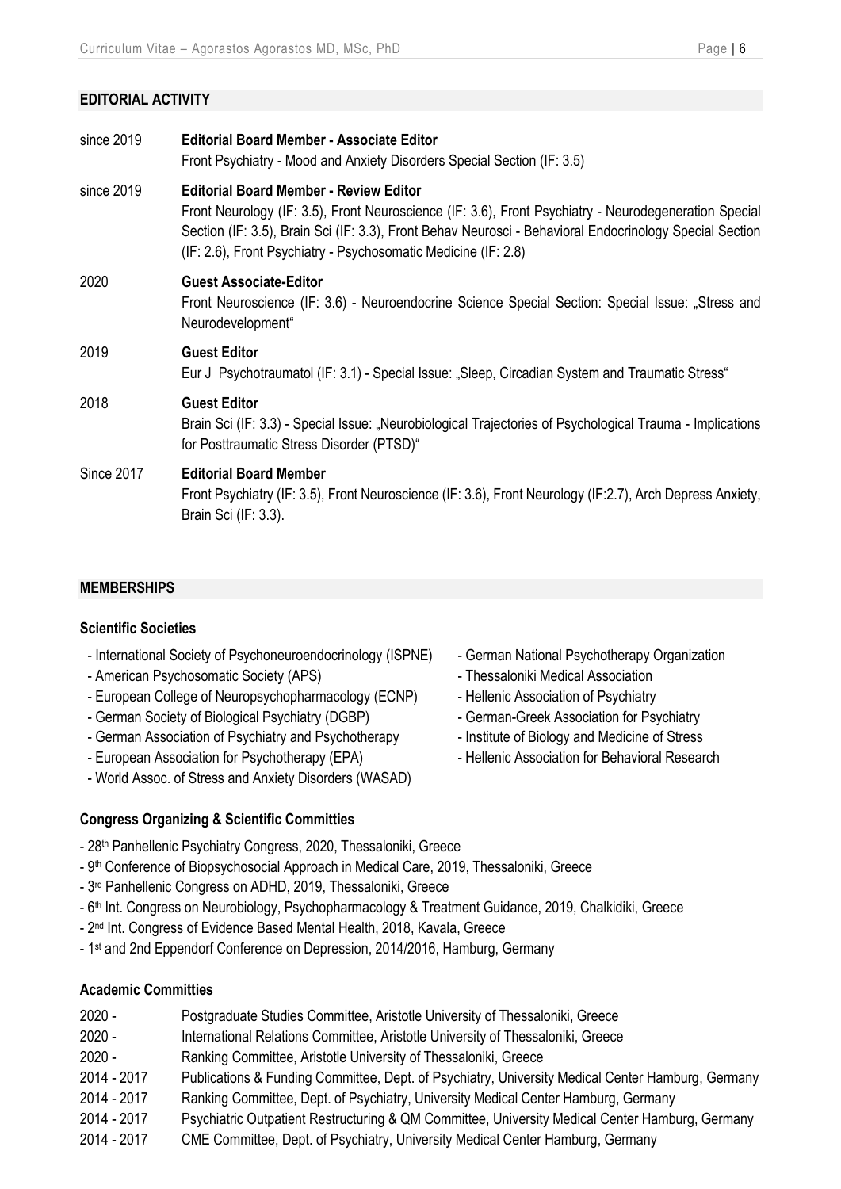## EDITORIAL ACTIVITY

since 2019 **Editorial Board Member - Associate Editor**
Front Psychiatry - Mood and Anxiety Disorders Special Section (IF: 3.5)

since 2019 **Editorial Board Member - Review Editor**
Front Neurology (IF: 3.5), Front Neuroscience (IF: 3.6), Front Psychiatry - Neurodegeneration Special Section (IF: 3.5), Brain Sci (IF: 3.3), Front Behav Neurosci - Behavioral Endocrinology Special Section (IF: 2.6), Front Psychiatry - Psychosomatic Medicine (IF: 2.8)

2020 **Guest Associate-Editor**
Front Neuroscience (IF: 3.6) - Neuroendocrine Science Special Section: Special Issue: „Stress and Neurodevelopment"

2019 **Guest Editor**
Eur J Psychotraumatol (IF: 3.1) - Special Issue: „Sleep, Circadian System and Traumatic Stress"

2018 **Guest Editor**
Brain Sci (IF: 3.3) - Special Issue: „Neurobiological Trajectories of Psychological Trauma - Implications for Posttraumatic Stress Disorder (PTSD)"

Since 2017 **Editorial Board Member**
Front Psychiatry (IF: 3.5), Front Neuroscience (IF: 3.6), Front Neurology (IF:2.7), Arch Depress Anxiety, Brain Sci (IF: 3.3).

## MEMBERSHIPS

### Scientific Societies

- International Society of Psychoneuroendocrinology (ISPNE)
- American Psychosomatic Society (APS)
- European College of Neuropsychopharmacology (ECNP)
- German Society of Biological Psychiatry (DGBP)
- German Association of Psychiatry and Psychotherapy
- European Association for Psychotherapy (EPA)
- World Assoc. of Stress and Anxiety Disorders (WASAD)
- German National Psychotherapy Organization
- Thessaloniki Medical Association
- Hellenic Association of Psychiatry
- German-Greek Association for Psychiatry
- Institute of Biology and Medicine of Stress
- Hellenic Association for Behavioral Research

### Congress Organizing & Scientific Committies

- 28th Panhellenic Psychiatry Congress, 2020, Thessaloniki, Greece
- 9th Conference of Biopsychosocial Approach in Medical Care, 2019, Thessaloniki, Greece
- 3rd Panhellenic Congress on ADHD, 2019, Thessaloniki, Greece
- 6th Int. Congress on Neurobiology, Psychopharmacology & Treatment Guidance, 2019, Chalkidiki, Greece
- 2nd Int. Congress of Evidence Based Mental Health, 2018, Kavala, Greece
- 1st and 2nd Eppendorf Conference on Depression, 2014/2016, Hamburg, Germany

### Academic Committies

2020 - Postgraduate Studies Committee, Aristotle University of Thessaloniki, Greece
2020 - International Relations Committee, Aristotle University of Thessaloniki, Greece
2020 - Ranking Committee, Aristotle University of Thessaloniki, Greece
2014 - 2017 Publications & Funding Committee, Dept. of Psychiatry, University Medical Center Hamburg, Germany
2014 - 2017 Ranking Committee, Dept. of Psychiatry, University Medical Center Hamburg, Germany
2014 - 2017 Psychiatric Outpatient Restructuring & QM Committee, University Medical Center Hamburg, Germany
2014 - 2017 CME Committee, Dept. of Psychiatry, University Medical Center Hamburg, Germany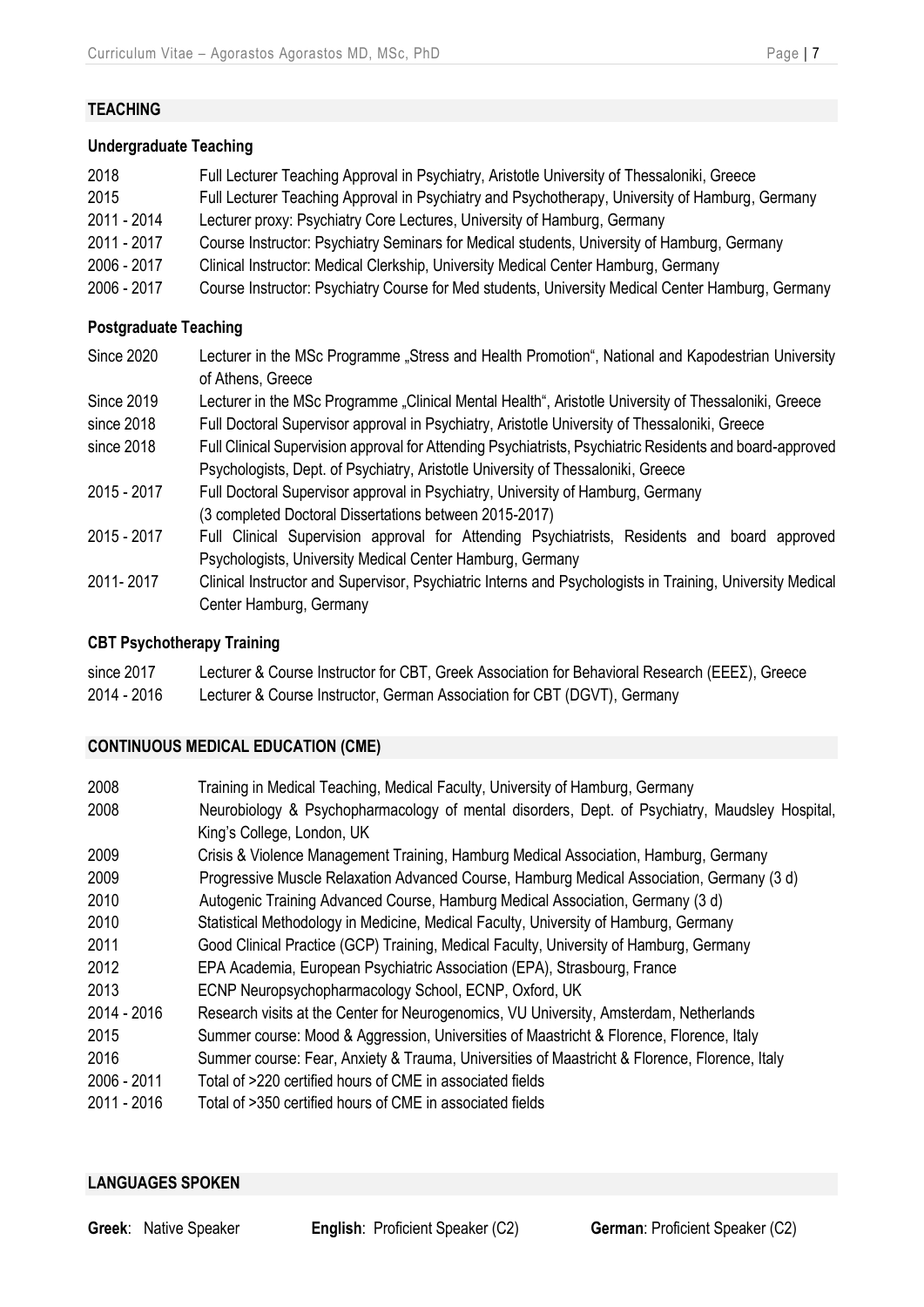## TEACHING

### Undergraduate Teaching

| | |
|---|---|
| 2018 | Full Lecturer Teaching Approval in Psychiatry, Aristotle University of Thessaloniki, Greece |
| 2015 | Full Lecturer Teaching Approval in Psychiatry and Psychotherapy, University of Hamburg, Germany |
| 2011 - 2014 | Lecturer proxy: Psychiatry Core Lectures, University of Hamburg, Germany |
| 2011 - 2017 | Course Instructor: Psychiatry Seminars for Medical students, University of Hamburg, Germany |
| 2006 - 2017 | Clinical Instructor: Medical Clerkship, University Medical Center Hamburg, Germany |
| 2006 - 2017 | Course Instructor: Psychiatry Course for Med students, University Medical Center Hamburg, Germany |

### Postgraduate Teaching

| | |
|---|---|
| Since 2020 | Lecturer in the MSc Programme „Stress and Health Promotion", National and Kapodestrian University of Athens, Greece |
| Since 2019 | Lecturer in the MSc Programme „Clinical Mental Health", Aristotle University of Thessaloniki, Greece |
| since 2018 | Full Doctoral Supervisor approval in Psychiatry, Aristotle University of Thessaloniki, Greece |
| since 2018 | Full Clinical Supervision approval for Attending Psychiatrists, Psychiatric Residents and board-approved Psychologists, Dept. of Psychiatry, Aristotle University of Thessaloniki, Greece |
| 2015 - 2017 | Full Doctoral Supervisor approval in Psychiatry, University of Hamburg, Germany (3 completed Doctoral Dissertations between 2015-2017) |
| 2015 - 2017 | Full Clinical Supervision approval for Attending Psychiatrists, Residents and board approved Psychologists, University Medical Center Hamburg, Germany |
| 2011- 2017 | Clinical Instructor and Supervisor, Psychiatric Interns and Psychologists in Training, University Medical Center Hamburg, Germany |

### CBT Psychotherapy Training

| | |
|---|---|
| since 2017 | Lecturer & Course Instructor for CBT, Greek Association for Behavioral Research (EEEΣ), Greece |
| 2014 - 2016 | Lecturer & Course Instructor, German Association for CBT (DGVT), Germany |

## CONTINUOUS MEDICAL EDUCATION (CME)

| | |
|---|---|
| 2008 | Training in Medical Teaching, Medical Faculty, University of Hamburg, Germany |
| 2008 | Neurobiology & Psychopharmacology of mental disorders, Dept. of Psychiatry, Maudsley Hospital, King's College, London, UK |
| 2009 | Crisis & Violence Management Training, Hamburg Medical Association, Hamburg, Germany |
| 2009 | Progressive Muscle Relaxation Advanced Course, Hamburg Medical Association, Germany (3 d) |
| 2010 | Autogenic Training Advanced Course, Hamburg Medical Association, Germany (3 d) |
| 2010 | Statistical Methodology in Medicine, Medical Faculty, University of Hamburg, Germany |
| 2011 | Good Clinical Practice (GCP) Training, Medical Faculty, University of Hamburg, Germany |
| 2012 | EPA Academia, European Psychiatric Association (EPA), Strasbourg, France |
| 2013 | ECNP Neuropsychopharmacology School, ECNP, Oxford, UK |
| 2014 - 2016 | Research visits at the Center for Neurogenomics, VU University, Amsterdam, Netherlands |
| 2015 | Summer course: Mood & Aggression, Universities of Maastricht & Florence, Florence, Italy |
| 2016 | Summer course: Fear, Anxiety & Trauma, Universities of Maastricht & Florence, Florence, Italy |
| 2006 - 2011 | Total of >220 certified hours of CME in associated fields |
| 2011 - 2016 | Total of >350 certified hours of CME in associated fields |

## LANGUAGES SPOKEN

**Greek**: Native Speaker **English**: Proficient Speaker (C2) **German**: Proficient Speaker (C2)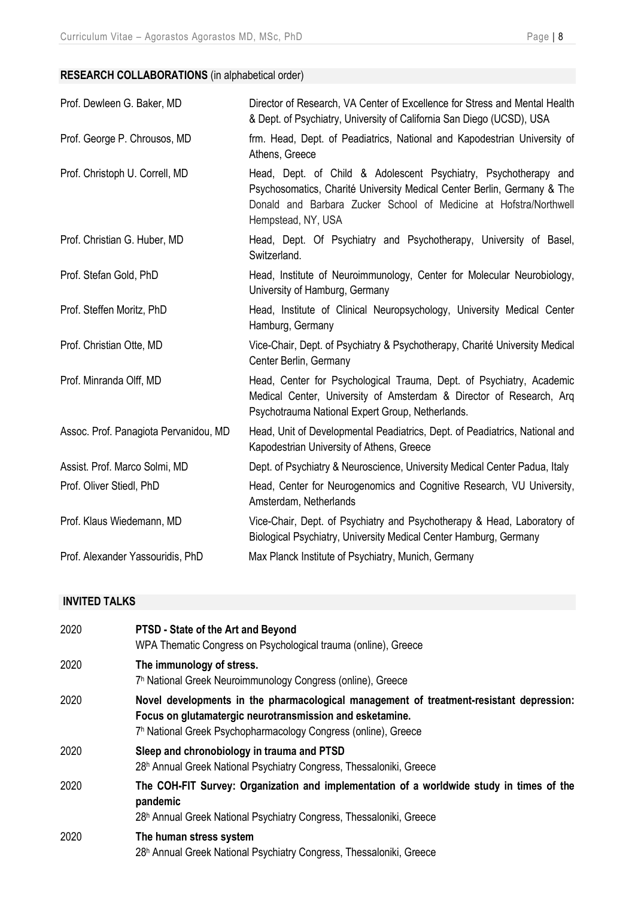## RESEARCH COLLABORATIONS (in alphabetical order)

| | |
|---|---|
| Prof. Dewleen G. Baker, MD | Director of Research, VA Center of Excellence for Stress and Mental Health & Dept. of Psychiatry, University of California San Diego (UCSD), USA |
| Prof. George P. Chrousos, MD | frm. Head, Dept. of Peadiatrics, National and Kapodestrian University of Athens, Greece |
| Prof. Christoph U. Correll, MD | Head, Dept. of Child & Adolescent Psychiatry, Psychotherapy and Psychosomatics, Charité University Medical Center Berlin, Germany & The Donald and Barbara Zucker School of Medicine at Hofstra/Northwell Hempstead, NY, USA |
| Prof. Christian G. Huber, MD | Head, Dept. Of Psychiatry and Psychotherapy, University of Basel, Switzerland. |
| Prof. Stefan Gold, PhD | Head, Institute of Neuroimmunology, Center for Molecular Neurobiology, University of Hamburg, Germany |
| Prof. Steffen Moritz, PhD | Head, Institute of Clinical Neuropsychology, University Medical Center Hamburg, Germany |
| Prof. Christian Otte, MD | Vice-Chair, Dept. of Psychiatry & Psychotherapy, Charité University Medical Center Berlin, Germany |
| Prof. Minranda Olff, MD | Head, Center for Psychological Trauma, Dept. of Psychiatry, Academic Medical Center, University of Amsterdam & Director of Research, Arq Psychotrauma National Expert Group, Netherlands. |
| Assoc. Prof. Panagiota Pervanidou, MD | Head, Unit of Developmental Peadiatrics, Dept. of Peadiatrics, National and Kapodestrian University of Athens, Greece |
| Assist. Prof. Marco Solmi, MD | Dept. of Psychiatry & Neuroscience, University Medical Center Padua, Italy |
| Prof. Oliver Stiedl, PhD | Head, Center for Neurogenomics and Cognitive Research, VU University, Amsterdam, Netherlands |
| Prof. Klaus Wiedemann, MD | Vice-Chair, Dept. of Psychiatry and Psychotherapy & Head, Laboratory of Biological Psychiatry, University Medical Center Hamburg, Germany |
| Prof. Alexander Yassouridis, PhD | Max Planck Institute of Psychiatry, Munich, Germany |

## INVITED TALKS

| | |
|---|---|
| 2020 | **PTSD - State of the Art and Beyond**<br>WPA Thematic Congress on Psychological trauma (online), Greece |
| 2020 | **The immunology of stress.**<br>7h National Greek Neuroimmunology Congress (online), Greece |
| 2020 | **Novel developments in the pharmacological management of treatment-resistant depression: Focus on glutamatergic neurotransmission and esketamine.**<br>7h National Greek Psychopharmacology Congress (online), Greece |
| 2020 | **Sleep and chronobiology in trauma and PTSD**<br>28h Annual Greek National Psychiatry Congress, Thessaloniki, Greece |
| 2020 | **The COH-FIT Survey: Organization and implementation of a worldwide study in times of the pandemic**<br>28h Annual Greek National Psychiatry Congress, Thessaloniki, Greece |
| 2020 | **The human stress system**<br>28h Annual Greek National Psychiatry Congress, Thessaloniki, Greece |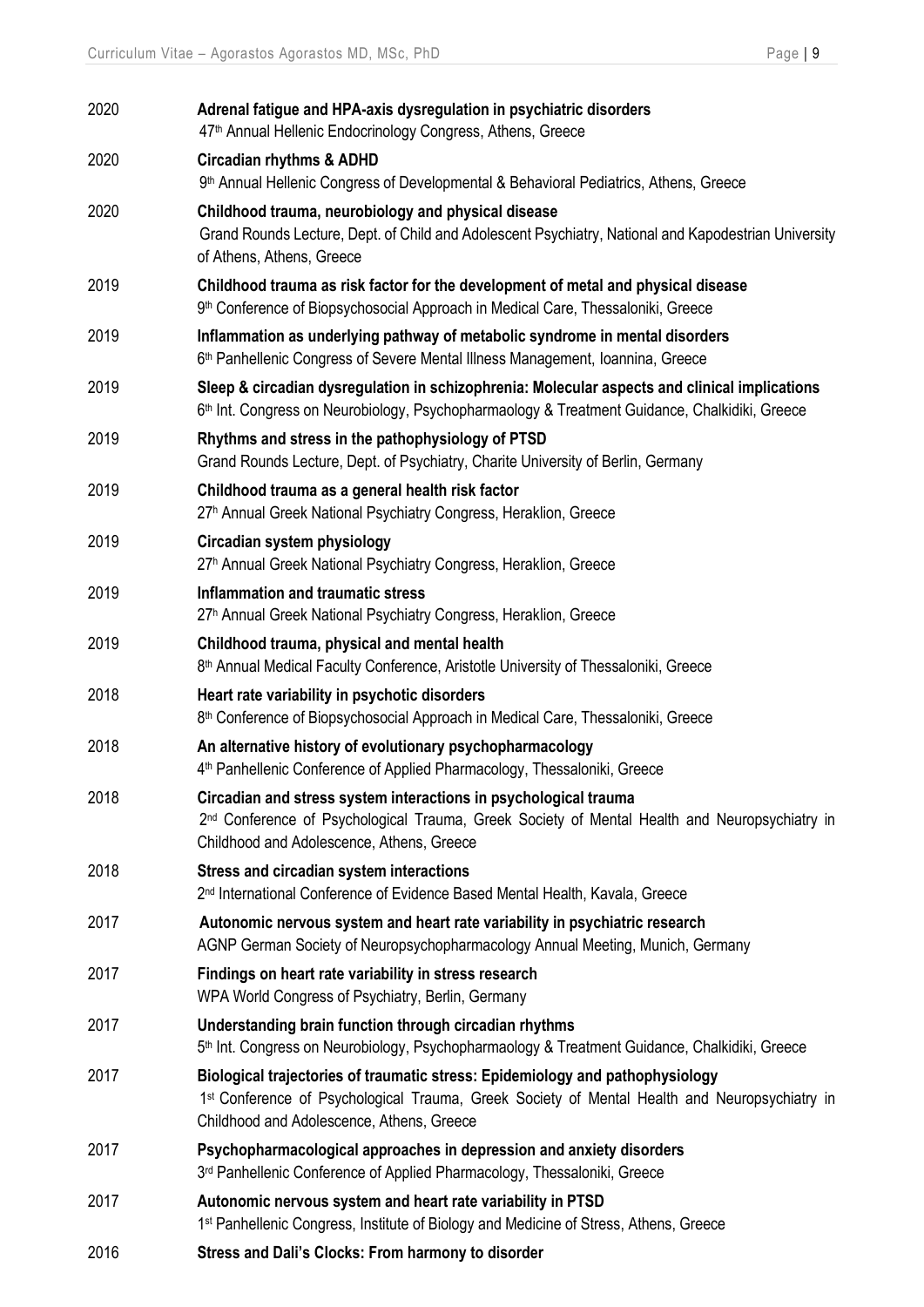2020 **Adrenal fatigue and HPA-axis dysregulation in psychiatric disorders**
47th Annual Hellenic Endocrinology Congress, Athens, Greece

2020 **Circadian rhythms & ADHD**
9th Annual Hellenic Congress of Developmental & Behavioral Pediatrics, Athens, Greece

2020 **Childhood trauma, neurobiology and physical disease**
Grand Rounds Lecture, Dept. of Child and Adolescent Psychiatry, National and Kapodestrian University of Athens, Athens, Greece

2019 **Childhood trauma as risk factor for the development of metal and physical disease**
9th Conference of Biopsychosocial Approach in Medical Care, Thessaloniki, Greece

2019 **Inflammation as underlying pathway of metabolic syndrome in mental disorders**
6th Panhellenic Congress of Severe Mental Illness Management, Ioannina, Greece

2019 **Sleep & circadian dysregulation in schizophrenia: Molecular aspects and clinical implications**
6th Int. Congress on Neurobiology, Psychopharmaology & Treatment Guidance, Chalkidiki, Greece

2019 **Rhythms and stress in the pathophysiology of PTSD**
Grand Rounds Lecture, Dept. of Psychiatry, Charite University of Berlin, Germany

2019 **Childhood trauma as a general health risk factor**
27h Annual Greek National Psychiatry Congress, Heraklion, Greece

2019 **Circadian system physiology**
27h Annual Greek National Psychiatry Congress, Heraklion, Greece

2019 **Inflammation and traumatic stress**
27h Annual Greek National Psychiatry Congress, Heraklion, Greece

2019 **Childhood trauma, physical and mental health**
8th Annual Medical Faculty Conference, Aristotle University of Thessaloniki, Greece

2018 **Heart rate variability in psychotic disorders**
8th Conference of Biopsychosocial Approach in Medical Care, Thessaloniki, Greece

2018 **An alternative history of evolutionary psychopharmacology**
4th Panhellenic Conference of Applied Pharmacology, Thessaloniki, Greece

2018 **Circadian and stress system interactions in psychological trauma**
2nd Conference of Psychological Trauma, Greek Society of Mental Health and Neuropsychiatry in Childhood and Adolescence, Athens, Greece

2018 **Stress and circadian system interactions**
2nd International Conference of Evidence Based Mental Health, Kavala, Greece

2017 **Autonomic nervous system and heart rate variability in psychiatric research**
AGNP German Society of Neuropsychopharmacology Annual Meeting, Munich, Germany

2017 **Findings on heart rate variability in stress research**
WPA World Congress of Psychiatry, Berlin, Germany

2017 **Understanding brain function through circadian rhythms**
5th Int. Congress on Neurobiology, Psychopharmaology & Treatment Guidance, Chalkidiki, Greece

2017 **Biological trajectories of traumatic stress: Epidemiology and pathophysiology**
1st Conference of Psychological Trauma, Greek Society of Mental Health and Neuropsychiatry in Childhood and Adolescence, Athens, Greece

2017 **Psychopharmacological approaches in depression and anxiety disorders**
3rd Panhellenic Conference of Applied Pharmacology, Thessaloniki, Greece

2017 **Autonomic nervous system and heart rate variability in PTSD**
1st Panhellenic Congress, Institute of Biology and Medicine of Stress, Athens, Greece

2016 **Stress and Dali's Clocks: From harmony to disorder**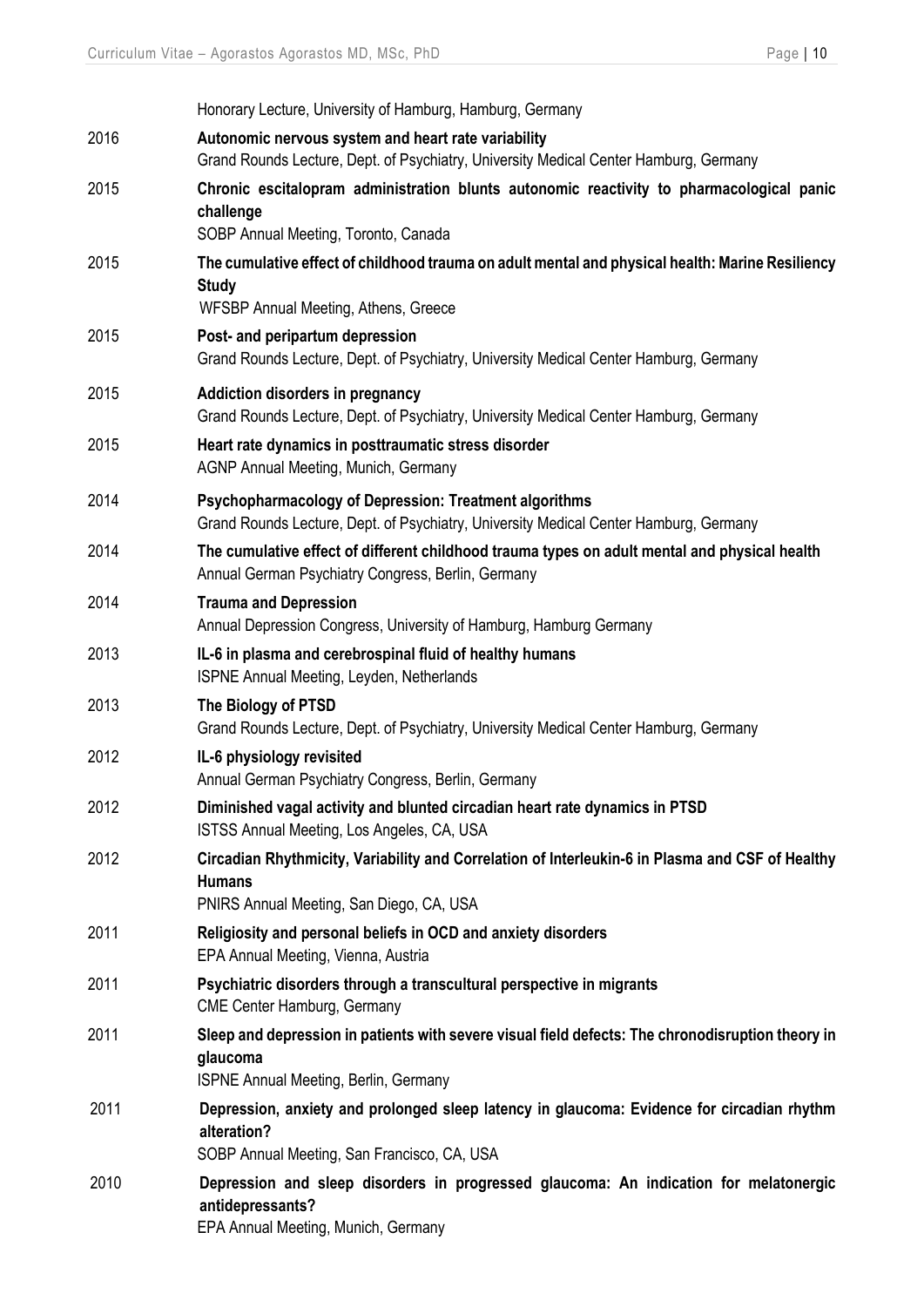Honorary Lecture, University of Hamburg, Hamburg, Germany

2016 **Autonomic nervous system and heart rate variability**
Grand Rounds Lecture, Dept. of Psychiatry, University Medical Center Hamburg, Germany

2015 **Chronic escitalopram administration blunts autonomic reactivity to pharmacological panic challenge**
SOBP Annual Meeting, Toronto, Canada

2015 **The cumulative effect of childhood trauma on adult mental and physical health: Marine Resiliency Study**
WFSBP Annual Meeting, Athens, Greece

2015 **Post- and peripartum depression**
Grand Rounds Lecture, Dept. of Psychiatry, University Medical Center Hamburg, Germany

2015 **Addiction disorders in pregnancy**
Grand Rounds Lecture, Dept. of Psychiatry, University Medical Center Hamburg, Germany

2015 **Heart rate dynamics in posttraumatic stress disorder**
AGNP Annual Meeting, Munich, Germany

2014 **Psychopharmacology of Depression: Treatment algorithms**
Grand Rounds Lecture, Dept. of Psychiatry, University Medical Center Hamburg, Germany

2014 **The cumulative effect of different childhood trauma types on adult mental and physical health**
Annual German Psychiatry Congress, Berlin, Germany

2014 **Trauma and Depression**
Annual Depression Congress, University of Hamburg, Hamburg Germany

2013 **IL-6 in plasma and cerebrospinal fluid of healthy humans**
ISPNE Annual Meeting, Leyden, Netherlands

2013 **The Biology of PTSD**
Grand Rounds Lecture, Dept. of Psychiatry, University Medical Center Hamburg, Germany

2012 **IL-6 physiology revisited**
Annual German Psychiatry Congress, Berlin, Germany

2012 **Diminished vagal activity and blunted circadian heart rate dynamics in PTSD**
ISTSS Annual Meeting, Los Angeles, CA, USA

2012 **Circadian Rhythmicity, Variability and Correlation of Interleukin-6 in Plasma and CSF of Healthy Humans**
PNIRS Annual Meeting, San Diego, CA, USA

2011 **Religiosity and personal beliefs in OCD and anxiety disorders**
EPA Annual Meeting, Vienna, Austria

2011 **Psychiatric disorders through a transcultural perspective in migrants**
CME Center Hamburg, Germany

2011 **Sleep and depression in patients with severe visual field defects: The chronodisruption theory in glaucoma**
ISPNE Annual Meeting, Berlin, Germany

2011 **Depression, anxiety and prolonged sleep latency in glaucoma: Evidence for circadian rhythm alteration?**
SOBP Annual Meeting, San Francisco, CA, USA

2010 **Depression and sleep disorders in progressed glaucoma: An indication for melatonergic antidepressants?**
EPA Annual Meeting, Munich, Germany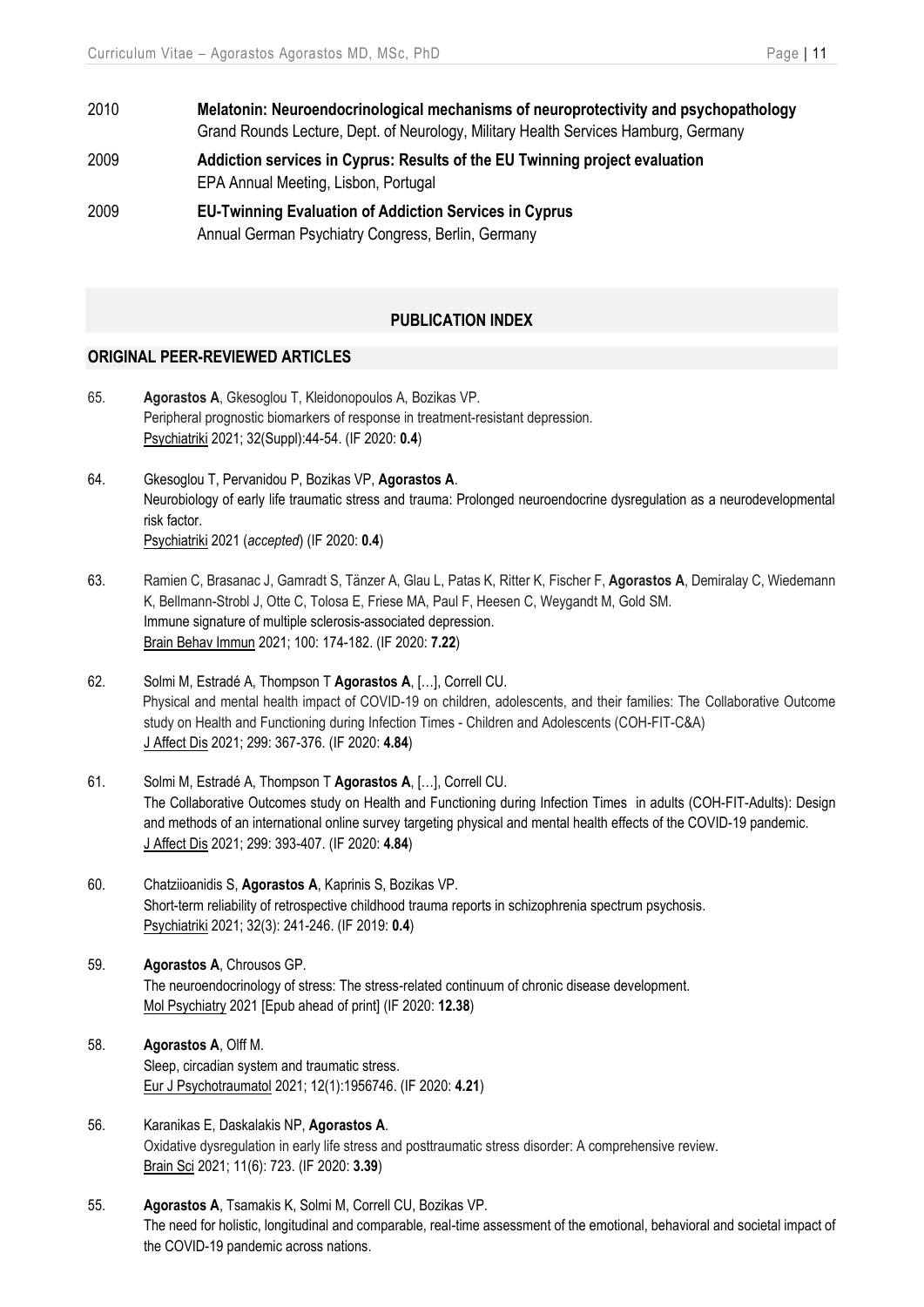2010 **Melatonin: Neuroendocrinological mechanisms of neuroprotectivity and psychopathology**
Grand Rounds Lecture, Dept. of Neurology, Military Health Services Hamburg, Germany

2009 **Addiction services in Cyprus: Results of the EU Twinning project evaluation**
EPA Annual Meeting, Lisbon, Portugal

2009 **EU-Twinning Evaluation of Addiction Services in Cyprus**
Annual German Psychiatry Congress, Berlin, Germany

## PUBLICATION INDEX

### ORIGINAL PEER-REVIEWED ARTICLES

65. **Agorastos A**, Gkesoglou T, Kleidonopoulos A, Bozikas VP.
Peripheral prognostic biomarkers of response in treatment-resistant depression.
Psychiatriki 2021; 32(Suppl):44-54. (IF 2020: **0.4**)

64. Gkesoglou T, Pervanidou P, Bozikas VP, **Agorastos A**.
Neurobiology of early life traumatic stress and trauma: Prolonged neuroendocrine dysregulation as a neurodevelopmental risk factor.
Psychiatriki 2021 (*accepted*) (IF 2020: **0.4**)

63. Ramien C, Brasanac J, Gamradt S, Tänzer A, Glau L, Patas K, Ritter K, Fischer F, **Agorastos A**, Demiralay C, Wiedemann K, Bellmann-Strobl J, Otte C, Tolosa E, Friese MA, Paul F, Heesen C, Weygandt M, Gold SM.
Immune signature of multiple sclerosis-associated depression.
Brain Behav Immun 2021; 100: 174-182. (IF 2020: **7.22**)

62. Solmi M, Estradé A, Thompson T **Agorastos A**, […], Correll CU.
Physical and mental health impact of COVID-19 on children, adolescents, and their families: The Collaborative Outcome study on Health and Functioning during Infection Times - Children and Adolescents (COH-FIT-C&A)
J Affect Dis 2021; 299: 367-376. (IF 2020: **4.84**)

61. Solmi M, Estradé A, Thompson T **Agorastos A**, […], Correll CU.
The Collaborative Outcomes study on Health and Functioning during Infection Times in adults (COH-FIT-Adults): Design and methods of an international online survey targeting physical and mental health effects of the COVID-19 pandemic.
J Affect Dis 2021; 299: 393-407. (IF 2020: **4.84**)

60. Chatziioanidis S, **Agorastos A**, Kaprinis S, Bozikas VP.
Short-term reliability of retrospective childhood trauma reports in schizophrenia spectrum psychosis.
Psychiatriki 2021; 32(3): 241-246. (IF 2019: **0.4**)

59. **Agorastos A**, Chrousos GP.
The neuroendocrinology of stress: The stress-related continuum of chronic disease development.
Mol Psychiatry 2021 [Epub ahead of print] (IF 2020: **12.38**)

58. **Agorastos A**, Olff M.
Sleep, circadian system and traumatic stress.
Eur J Psychotraumatol 2021; 12(1):1956746. (IF 2020: **4.21**)

56. Karanikas E, Daskalakis NP, **Agorastos A**.
Oxidative dysregulation in early life stress and posttraumatic stress disorder: A comprehensive review.
Brain Sci 2021; 11(6): 723. (IF 2020: **3.39**)

55. **Agorastos A**, Tsamakis K, Solmi M, Correll CU, Bozikas VP.
The need for holistic, longitudinal and comparable, real-time assessment of the emotional, behavioral and societal impact of the COVID-19 pandemic across nations.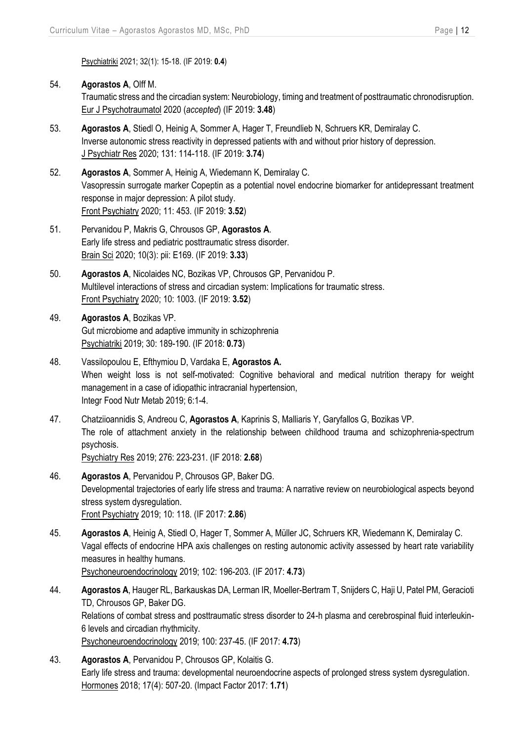Psychiatriki 2021; 32(1): 15-18. (IF 2019: **0.4**)

54. **Agorastos A**, Olff M.
    Traumatic stress and the circadian system: Neurobiology, timing and treatment of posttraumatic chronodisruption.
    Eur J Psychotraumatol 2020 (*accepted*) (IF 2019: **3.48**)

53. **Agorastos A**, Stiedl O, Heinig A, Sommer A, Hager T, Freundlieb N, Schruers KR, Demiralay C.
    Inverse autonomic stress reactivity in depressed patients with and without prior history of depression.
    J Psychiatr Res 2020; 131: 114-118. (IF 2019: **3.74**)

52. **Agorastos A**, Sommer A, Heinig A, Wiedemann K, Demiralay C.
    Vasopressin surrogate marker Copeptin as a potential novel endocrine biomarker for antidepressant treatment response in major depression: A pilot study.
    Front Psychiatry 2020; 11: 453. (IF 2019: **3.52**)

51. Pervanidou P, Makris G, Chrousos GP, **Agorastos A**.
    Early life stress and pediatric posttraumatic stress disorder.
    Brain Sci 2020; 10(3): pii: E169. (IF 2019: **3.33**)

50. **Agorastos A**, Nicolaides NC, Bozikas VP, Chrousos GP, Pervanidou P.
    Multilevel interactions of stress and circadian system: Implications for traumatic stress.
    Front Psychiatry 2020; 10: 1003. (IF 2019: **3.52**)

49. **Agorastos A**, Bozikas VP.
    Gut microbiome and adaptive immunity in schizophrenia
    Psychiatriki 2019; 30: 189-190. (IF 2018: **0.73**)

48. Vassilopoulou E, Efthymiou D, Vardaka E, **Agorastos A.**
    When weight loss is not self-motivated: Cognitive behavioral and medical nutrition therapy for weight management in a case of idiopathic intracranial hypertension,
    Integr Food Nutr Metab 2019; 6:1-4.

47. Chatziioannidis S, Andreou C, **Agorastos A**, Kaprinis S, Malliaris Y, Garyfallos G, Bozikas VP.
    The role of attachment anxiety in the relationship between childhood trauma and schizophrenia-spectrum psychosis.
    Psychiatry Res 2019; 276: 223-231. (IF 2018: **2.68**)

46. **Agorastos A**, Pervanidou P, Chrousos GP, Baker DG.
    Developmental trajectories of early life stress and trauma: A narrative review on neurobiological aspects beyond stress system dysregulation.
    Front Psychiatry 2019; 10: 118. (IF 2017: **2.86**)

45. **Agorastos A**, Heinig A, Stiedl O, Hager T, Sommer A, Müller JC, Schruers KR, Wiedemann K, Demiralay C.
    Vagal effects of endocrine HPA axis challenges on resting autonomic activity assessed by heart rate variability measures in healthy humans.
    Psychoneuroendocrinology 2019; 102: 196-203. (IF 2017: **4.73**)

44. **Agorastos A**, Hauger RL, Barkauskas DA, Lerman IR, Moeller-Bertram T, Snijders C, Haji U, Patel PM, Geracioti TD, Chrousos GP, Baker DG.
    Relations of combat stress and posttraumatic stress disorder to 24-h plasma and cerebrospinal fluid interleukin-6 levels and circadian rhythmicity.
    Psychoneuroendocrinology 2019; 100: 237-45. (IF 2017: **4.73**)

43. **Agorastos A**, Pervanidou P, Chrousos GP, Kolaitis G.
    Early life stress and trauma: developmental neuroendocrine aspects of prolonged stress system dysregulation.
    Hormones 2018; 17(4): 507-20. (Impact Factor 2017: **1.71**)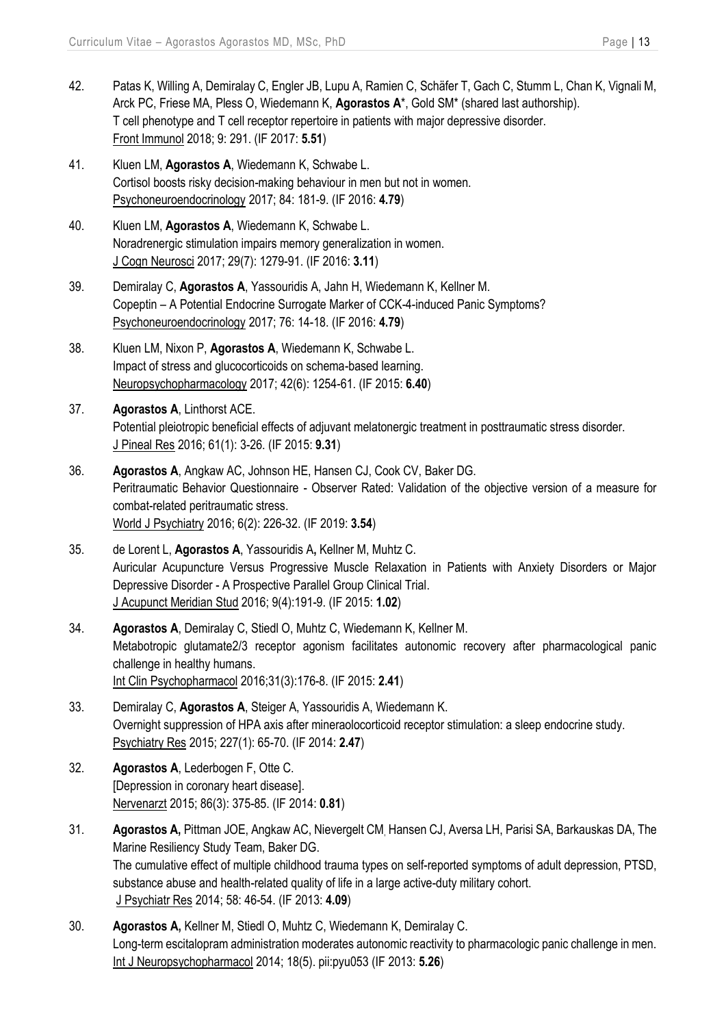42. Patas K, Willing A, Demiralay C, Engler JB, Lupu A, Ramien C, Schäfer T, Gach C, Stumm L, Chan K, Vignali M, Arck PC, Friese MA, Pless O, Wiedemann K, **Agorastos A***, Gold SM* (shared last authorship).
T cell phenotype and T cell receptor repertoire in patients with major depressive disorder.
Front Immunol 2018; 9: 291. (IF 2017: **5.51**)

41. Kluen LM, **Agorastos A**, Wiedemann K, Schwabe L.
Cortisol boosts risky decision-making behaviour in men but not in women.
Psychoneuroendocrinology 2017; 84: 181-9. (IF 2016: **4.79**)

40. Kluen LM, **Agorastos A**, Wiedemann K, Schwabe L.
Noradrenergic stimulation impairs memory generalization in women.
J Cogn Neurosci 2017; 29(7): 1279-91. (IF 2016: **3.11**)

39. Demiralay C, **Agorastos A**, Yassouridis A, Jahn H, Wiedemann K, Kellner M.
Copeptin – A Potential Endocrine Surrogate Marker of CCK-4-induced Panic Symptoms?
Psychoneuroendocrinology 2017; 76: 14-18. (IF 2016: **4.79**)

38. Kluen LM, Nixon P, **Agorastos A**, Wiedemann K, Schwabe L.
Impact of stress and glucocorticoids on schema-based learning.
Neuropsychopharmacology 2017; 42(6): 1254-61. (IF 2015: **6.40**)

37. **Agorastos A**, Linthorst ACE.
Potential pleiotropic beneficial effects of adjuvant melatonergic treatment in posttraumatic stress disorder.
J Pineal Res 2016; 61(1): 3-26. (IF 2015: **9.31**)

36. **Agorastos A**, Angkaw AC, Johnson HE, Hansen CJ, Cook CV, Baker DG.
Peritraumatic Behavior Questionnaire - Observer Rated: Validation of the objective version of a measure for combat-related peritraumatic stress.
World J Psychiatry 2016; 6(2): 226-32. (IF 2019: **3.54**)

35. de Lorent L, **Agorastos A**, Yassouridis A**,** Kellner M, Muhtz C.
Auricular Acupuncture Versus Progressive Muscle Relaxation in Patients with Anxiety Disorders or Major Depressive Disorder - A Prospective Parallel Group Clinical Trial.
J Acupunct Meridian Stud 2016; 9(4):191-9. (IF 2015: **1.02**)

34. **Agorastos A**, Demiralay C, Stiedl O, Muhtz C, Wiedemann K, Kellner M.
Metabotropic glutamate2/3 receptor agonism facilitates autonomic recovery after pharmacological panic challenge in healthy humans.
Int Clin Psychopharmacol 2016;31(3):176-8. (IF 2015: **2.41**)

33. Demiralay C, **Agorastos A**, Steiger A, Yassouridis A, Wiedemann K.
Overnight suppression of HPA axis after mineraolocorticoid receptor stimulation: a sleep endocrine study.
Psychiatry Res 2015; 227(1): 65-70. (IF 2014: **2.47**)

32. **Agorastos A**, Lederbogen F, Otte C.
[Depression in coronary heart disease].
Nervenarzt 2015; 86(3): 375-85. (IF 2014: **0.81**)

31. **Agorastos A,** Pittman JOE, Angkaw AC, Nievergelt CM, Hansen CJ, Aversa LH, Parisi SA, Barkauskas DA, The Marine Resiliency Study Team, Baker DG.
The cumulative effect of multiple childhood trauma types on self-reported symptoms of adult depression, PTSD, substance abuse and health-related quality of life in a large active-duty military cohort.
J Psychiatr Res 2014; 58: 46-54. (IF 2013: **4.09**)

30. **Agorastos A,** Kellner M, Stiedl O, Muhtz C, Wiedemann K, Demiralay C.
Long-term escitalopram administration moderates autonomic reactivity to pharmacologic panic challenge in men.
Int J Neuropsychopharmacol 2014; 18(5). pii:pyu053 (IF 2013: **5.26**)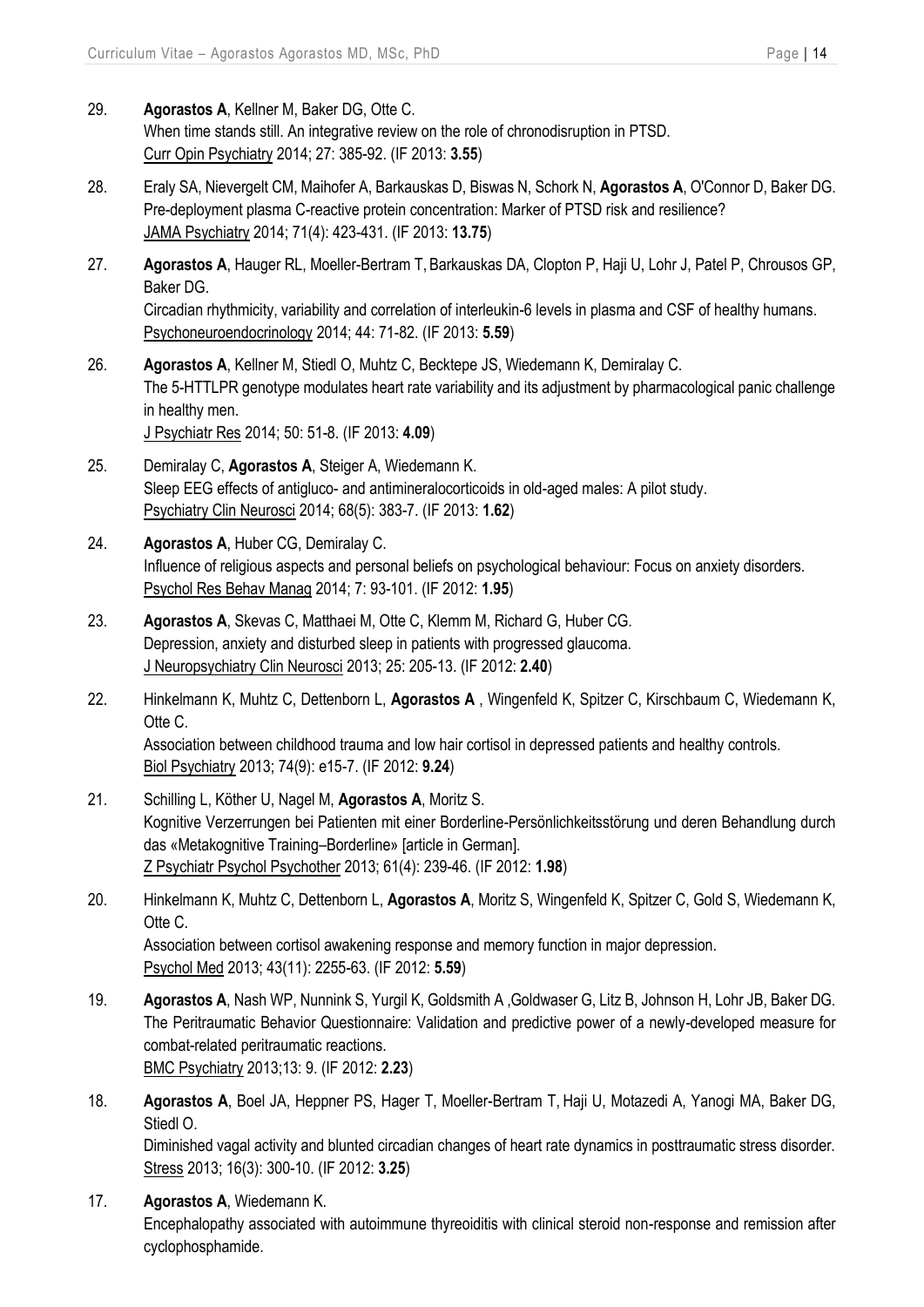29. **Agorastos A**, Kellner M, Baker DG, Otte C.
    When time stands still. An integrative review on the role of chronodisruption in PTSD.
    Curr Opin Psychiatry 2014; 27: 385-92. (IF 2013: **3.55**)

28. Eraly SA, Nievergelt CM, Maihofer A, Barkauskas D, Biswas N, Schork N, **Agorastos A**, O'Connor D, Baker DG.
    Pre-deployment plasma C-reactive protein concentration: Marker of PTSD risk and resilience?
    JAMA Psychiatry 2014; 71(4): 423-431. (IF 2013: **13.75**)

27. **Agorastos A**, Hauger RL, Moeller-Bertram T, Barkauskas DA, Clopton P, Haji U, Lohr J, Patel P, Chrousos GP, Baker DG.
    Circadian rhythmicity, variability and correlation of interleukin-6 levels in plasma and CSF of healthy humans.
    Psychoneuroendocrinology 2014; 44: 71-82. (IF 2013: **5.59**)

26. **Agorastos A**, Kellner M, Stiedl O, Muhtz C, Becktepe JS, Wiedemann K, Demiralay C.
    The 5-HTTLPR genotype modulates heart rate variability and its adjustment by pharmacological panic challenge in healthy men.
    J Psychiatr Res 2014; 50: 51-8. (IF 2013: **4.09**)

25. Demiralay C, **Agorastos A**, Steiger A, Wiedemann K.
    Sleep EEG effects of antigluco- and antimineralocorticoids in old-aged males: A pilot study.
    Psychiatry Clin Neurosci 2014; 68(5): 383-7. (IF 2013: **1.62**)

24. **Agorastos A**, Huber CG, Demiralay C.
    Influence of religious aspects and personal beliefs on psychological behaviour: Focus on anxiety disorders.
    Psychol Res Behav Manag 2014; 7: 93-101. (IF 2012: **1.95**)

23. **Agorastos A**, Skevas C, Matthaei M, Otte C, Klemm M, Richard G, Huber CG.
    Depression, anxiety and disturbed sleep in patients with progressed glaucoma.
    J Neuropsychiatry Clin Neurosci 2013; 25: 205-13. (IF 2012: **2.40**)

22. Hinkelmann K, Muhtz C, Dettenborn L, **Agorastos A** , Wingenfeld K, Spitzer C, Kirschbaum C, Wiedemann K, Otte C.
    Association between childhood trauma and low hair cortisol in depressed patients and healthy controls.
    Biol Psychiatry 2013; 74(9): e15-7. (IF 2012: **9.24**)

21. Schilling L, Köther U, Nagel M, **Agorastos A**, Moritz S.
    Kognitive Verzerrungen bei Patienten mit einer Borderline-Persönlichkeitsstörung und deren Behandlung durch das «Metakognitive Training–Borderline» [article in German].
    Z Psychiatr Psychol Psychother 2013; 61(4): 239-46. (IF 2012: **1.98**)

20. Hinkelmann K, Muhtz C, Dettenborn L, **Agorastos A**, Moritz S, Wingenfeld K, Spitzer C, Gold S, Wiedemann K, Otte C.
    Association between cortisol awakening response and memory function in major depression.
    Psychol Med 2013; 43(11): 2255-63. (IF 2012: **5.59**)

19. **Agorastos A**, Nash WP, Nunnink S, Yurgil K, Goldsmith A ,Goldwaser G, Litz B, Johnson H, Lohr JB, Baker DG.
    The Peritraumatic Behavior Questionnaire: Validation and predictive power of a newly-developed measure for combat-related peritraumatic reactions.
    BMC Psychiatry 2013;13: 9. (IF 2012: **2.23**)

18. **Agorastos A**, Boel JA, Heppner PS, Hager T, Moeller-Bertram T, Haji U, Motazedi A, Yanogi MA, Baker DG, Stiedl O.
    Diminished vagal activity and blunted circadian changes of heart rate dynamics in posttraumatic stress disorder.
    Stress 2013; 16(3): 300-10. (IF 2012: **3.25**)

17. **Agorastos A**, Wiedemann K.
    Encephalopathy associated with autoimmune thyreoiditis with clinical steroid non-response and remission after cyclophosphamide.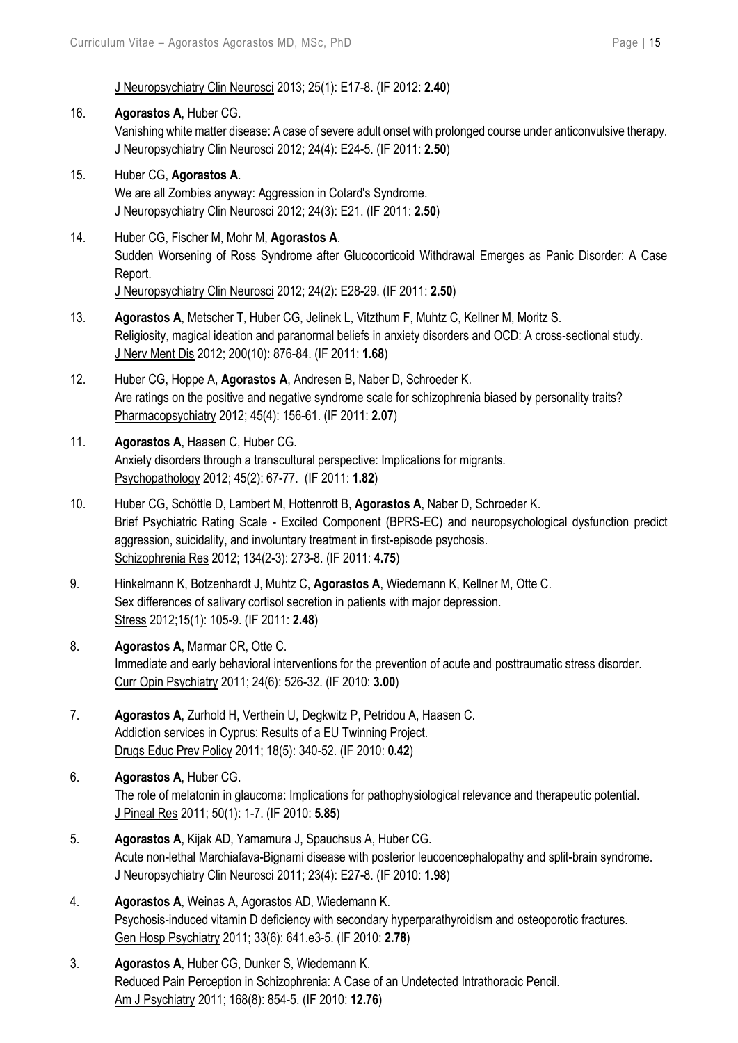J Neuropsychiatry Clin Neurosci 2013; 25(1): E17-8. (IF 2012: **2.40**)

16. **Agorastos A**, Huber CG.
    Vanishing white matter disease: A case of severe adult onset with prolonged course under anticonvulsive therapy.
    J Neuropsychiatry Clin Neurosci 2012; 24(4): E24-5. (IF 2011: **2.50**)

15. Huber CG, **Agorastos A**.
    We are all Zombies anyway: Aggression in Cotard's Syndrome.
    J Neuropsychiatry Clin Neurosci 2012; 24(3): E21. (IF 2011: **2.50**)

14. Huber CG, Fischer M, Mohr M, **Agorastos A**.
    Sudden Worsening of Ross Syndrome after Glucocorticoid Withdrawal Emerges as Panic Disorder: A Case Report.
    J Neuropsychiatry Clin Neurosci 2012; 24(2): E28-29. (IF 2011: **2.50**)

13. **Agorastos A**, Metscher T, Huber CG, Jelinek L, Vitzthum F, Muhtz C, Kellner M, Moritz S.
    Religiosity, magical ideation and paranormal beliefs in anxiety disorders and OCD: A cross-sectional study.
    J Nerv Ment Dis 2012; 200(10): 876-84. (IF 2011: **1.68**)

12. Huber CG, Hoppe A, **Agorastos A**, Andresen B, Naber D, Schroeder K.
    Are ratings on the positive and negative syndrome scale for schizophrenia biased by personality traits?
    Pharmacopsychiatry 2012; 45(4): 156-61. (IF 2011: **2.07**)

11. **Agorastos A**, Haasen C, Huber CG.
    Anxiety disorders through a transcultural perspective: Implications for migrants.
    Psychopathology 2012; 45(2): 67-77. (IF 2011: **1.82**)

10. Huber CG, Schöttle D, Lambert M, Hottenrott B, **Agorastos A**, Naber D, Schroeder K.
    Brief Psychiatric Rating Scale - Excited Component (BPRS-EC) and neuropsychological dysfunction predict aggression, suicidality, and involuntary treatment in first-episode psychosis.
    Schizophrenia Res 2012; 134(2-3): 273-8. (IF 2011: **4.75**)

9. Hinkelmann K, Botzenhardt J, Muhtz C, **Agorastos A**, Wiedemann K, Kellner M, Otte C.
   Sex differences of salivary cortisol secretion in patients with major depression.
   Stress 2012;15(1): 105-9. (IF 2011: **2.48**)

8. **Agorastos A**, Marmar CR, Otte C.
   Immediate and early behavioral interventions for the prevention of acute and posttraumatic stress disorder.
   Curr Opin Psychiatry 2011; 24(6): 526-32. (IF 2010: **3.00**)

7. **Agorastos A**, Zurhold H, Verthein U, Degkwitz P, Petridou A, Haasen C.
   Addiction services in Cyprus: Results of a EU Twinning Project.
   Drugs Educ Prev Policy 2011; 18(5): 340-52. (IF 2010: **0.42**)

6. **Agorastos A**, Huber CG.
   The role of melatonin in glaucoma: Implications for pathophysiological relevance and therapeutic potential.
   J Pineal Res 2011; 50(1): 1-7. (IF 2010: **5.85**)

5. **Agorastos A**, Kijak AD, Yamamura J, Spauchsus A, Huber CG.
   Acute non-lethal Marchiafava-Bignami disease with posterior leucoencephalopathy and split-brain syndrome.
   J Neuropsychiatry Clin Neurosci 2011; 23(4): E27-8. (IF 2010: **1.98**)

4. **Agorastos A**, Weinas A, Agorastos AD, Wiedemann K.
   Psychosis-induced vitamin D deficiency with secondary hyperparathyroidism and osteoporotic fractures.
   Gen Hosp Psychiatry 2011; 33(6): 641.e3-5. (IF 2010: **2.78**)

3. **Agorastos A**, Huber CG, Dunker S, Wiedemann K.
   Reduced Pain Perception in Schizophrenia: A Case of an Undetected Intrathoracic Pencil.
   Am J Psychiatry 2011; 168(8): 854-5. (IF 2010: **12.76**)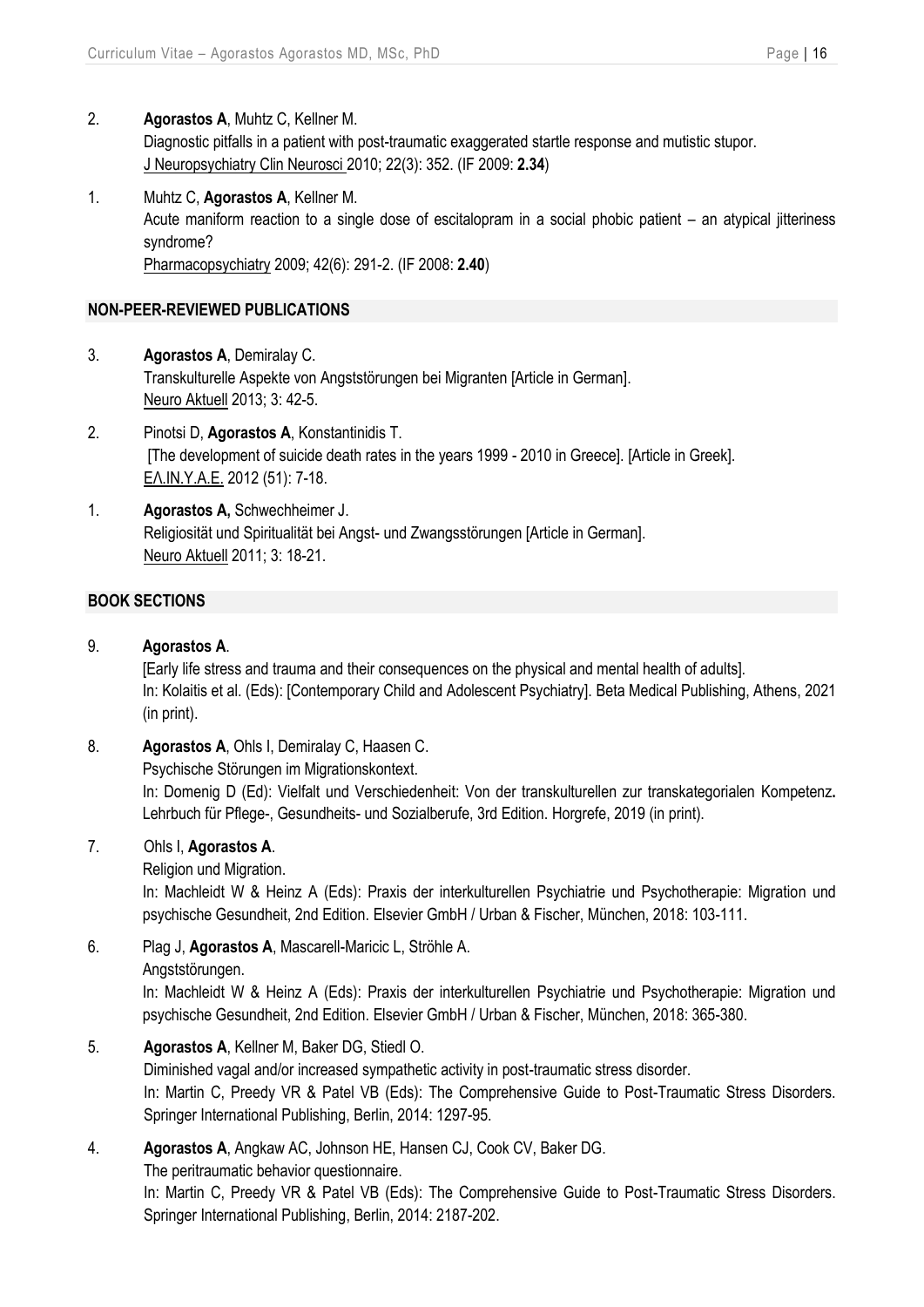2. **Agorastos A**, Muhtz C, Kellner M.
   Diagnostic pitfalls in a patient with post-traumatic exaggerated startle response and mutistic stupor.
   J Neuropsychiatry Clin Neurosci 2010; 22(3): 352. (IF 2009: **2.34**)

1. Muhtz C, **Agorastos A**, Kellner M.
   Acute maniform reaction to a single dose of escitalopram in a social phobic patient – an atypical jitteriness syndrome?
   Pharmacopsychiatry 2009; 42(6): 291-2. (IF 2008: **2.40**)

## NON-PEER-REVIEWED PUBLICATIONS

3. **Agorastos A**, Demiralay C.
   Transkulturelle Aspekte von Angststörungen bei Migranten [Article in German].
   Neuro Aktuell 2013; 3: 42-5.

2. Pinotsi D, **Agorastos A**, Konstantinidis T.
   [The development of suicide death rates in the years 1999 - 2010 in Greece]. [Article in Greek].
   ΕΛ.ΙΝ.Υ.Α.Ε. 2012 (51): 7-18.

1. **Agorastos A,** Schwechheimer J.
   Religiosität und Spiritualität bei Angst- und Zwangsstörungen [Article in German].
   Neuro Aktuell 2011; 3: 18-21.

## BOOK SECTIONS

9. **Agorastos A**.
   [Early life stress and trauma and their consequences on the physical and mental health of adults].
   In: Kolaitis et al. (Eds): [Contemporary Child and Adolescent Psychiatry]. Beta Medical Publishing, Athens, 2021 (in print).

8. **Agorastos A**, Ohls I, Demiralay C, Haasen C.
   Psychische Störungen im Migrationskontext.
   In: Domenig D (Ed): Vielfalt und Verschiedenheit: Von der transkulturellen zur transkategorialen Kompetenz**.** Lehrbuch für Pflege-, Gesundheits- und Sozialberufe, 3rd Edition. Horgrefe, 2019 (in print).

7. Ohls I, **Agorastos A**.
   Religion und Migration.
   In: Machleidt W & Heinz A (Eds): Praxis der interkulturellen Psychiatrie und Psychotherapie: Migration und psychische Gesundheit, 2nd Edition. Elsevier GmbH / Urban & Fischer, München, 2018: 103-111.

6. Plag J, **Agorastos A**, Mascarell-Maricic L, Ströhle A.
   Angststörungen.
   In: Machleidt W & Heinz A (Eds): Praxis der interkulturellen Psychiatrie und Psychotherapie: Migration und psychische Gesundheit, 2nd Edition. Elsevier GmbH / Urban & Fischer, München, 2018: 365-380.

5. **Agorastos A**, Kellner M, Baker DG, Stiedl O.
   Diminished vagal and/or increased sympathetic activity in post-traumatic stress disorder.
   In: Martin C, Preedy VR & Patel VB (Eds): The Comprehensive Guide to Post-Traumatic Stress Disorders. Springer International Publishing, Berlin, 2014: 1297-95.

4. **Agorastos A**, Angkaw AC, Johnson HE, Hansen CJ, Cook CV, Baker DG.
   The peritraumatic behavior questionnaire.
   In: Martin C, Preedy VR & Patel VB (Eds): The Comprehensive Guide to Post-Traumatic Stress Disorders. Springer International Publishing, Berlin, 2014: 2187-202.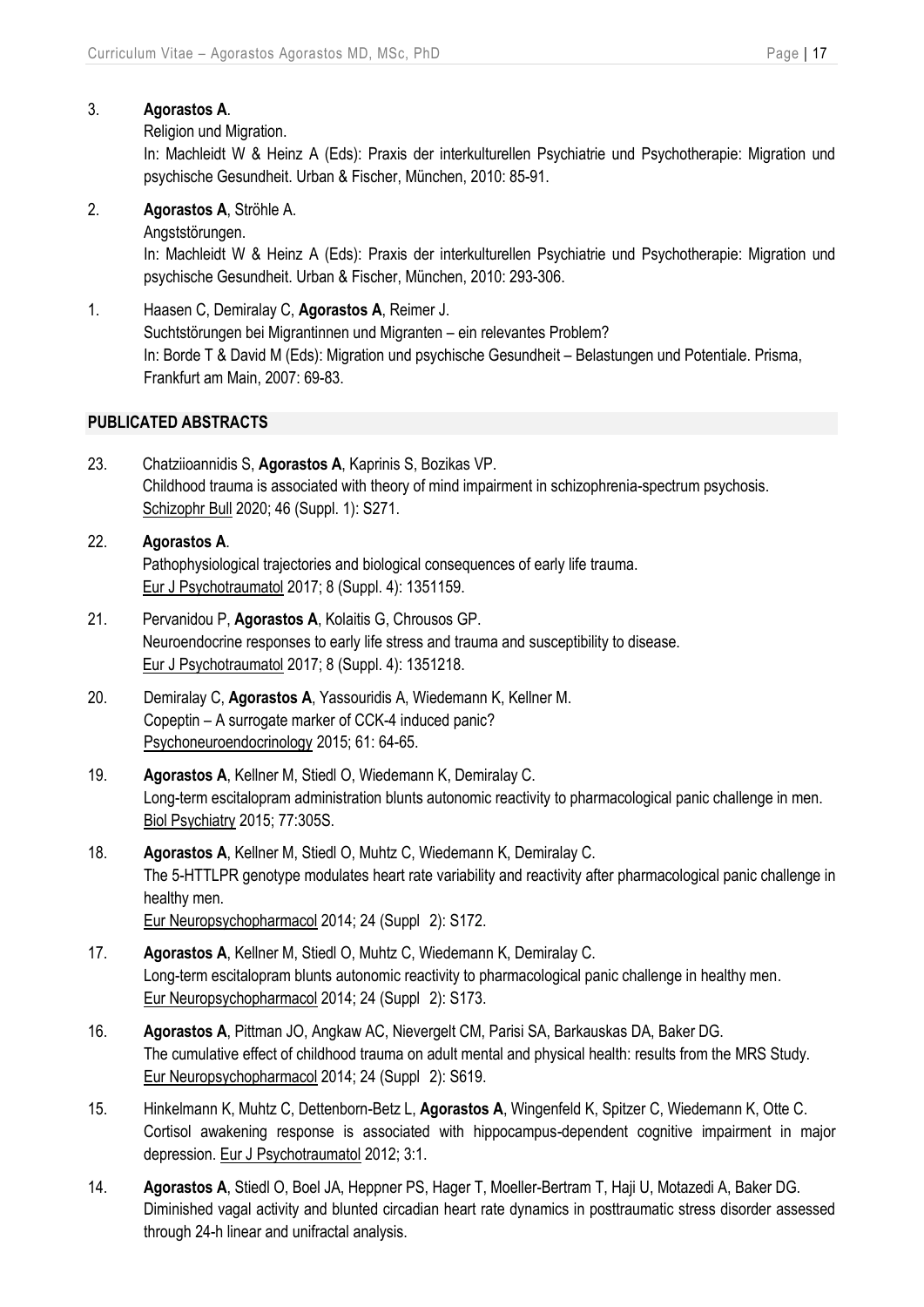3. **Agorastos A**.
   Religion und Migration.
   In: Machleidt W & Heinz A (Eds): Praxis der interkulturellen Psychiatrie und Psychotherapie: Migration und psychische Gesundheit. Urban & Fischer, München, 2010: 85-91.

2. **Agorastos A**, Ströhle A.
   Angststörungen.
   In: Machleidt W & Heinz A (Eds): Praxis der interkulturellen Psychiatrie und Psychotherapie: Migration und psychische Gesundheit. Urban & Fischer, München, 2010: 293-306.

1. Haasen C, Demiralay C, **Agorastos A**, Reimer J.
   Suchtstörungen bei Migrantinnen und Migranten – ein relevantes Problem?
   In: Borde T & David M (Eds): Migration und psychische Gesundheit – Belastungen und Potentiale. Prisma, Frankfurt am Main, 2007: 69-83.

## PUBLICATED ABSTRACTS

23. Chatziioannidis S, **Agorastos A**, Kaprinis S, Bozikas VP.
    Childhood trauma is associated with theory of mind impairment in schizophrenia-spectrum psychosis.
    Schizophr Bull 2020; 46 (Suppl. 1): S271.

22. **Agorastos A**.
    Pathophysiological trajectories and biological consequences of early life trauma.
    Eur J Psychotraumatol 2017; 8 (Suppl. 4): 1351159.

21. Pervanidou P, **Agorastos A**, Kolaitis G, Chrousos GP.
    Neuroendocrine responses to early life stress and trauma and susceptibility to disease.
    Eur J Psychotraumatol 2017; 8 (Suppl. 4): 1351218.

20. Demiralay C, **Agorastos A**, Yassouridis A, Wiedemann K, Kellner M.
    Copeptin – A surrogate marker of CCK-4 induced panic?
    Psychoneuroendocrinology 2015; 61: 64-65.

19. **Agorastos A**, Kellner M, Stiedl O, Wiedemann K, Demiralay C.
    Long-term escitalopram administration blunts autonomic reactivity to pharmacological panic challenge in men.
    Biol Psychiatry 2015; 77:305S.

18. **Agorastos A**, Kellner M, Stiedl O, Muhtz C, Wiedemann K, Demiralay C.
    The 5-HTTLPR genotype modulates heart rate variability and reactivity after pharmacological panic challenge in healthy men.
    Eur Neuropsychopharmacol 2014; 24 (Suppl 2): S172.

17. **Agorastos A**, Kellner M, Stiedl O, Muhtz C, Wiedemann K, Demiralay C.
    Long-term escitalopram blunts autonomic reactivity to pharmacological panic challenge in healthy men.
    Eur Neuropsychopharmacol 2014; 24 (Suppl 2): S173.

16. **Agorastos A**, Pittman JO, Angkaw AC, Nievergelt CM, Parisi SA, Barkauskas DA, Baker DG.
    The cumulative effect of childhood trauma on adult mental and physical health: results from the MRS Study.
    Eur Neuropsychopharmacol 2014; 24 (Suppl 2): S619.

15. Hinkelmann K, Muhtz C, Dettenborn-Betz L, **Agorastos A**, Wingenfeld K, Spitzer C, Wiedemann K, Otte C.
    Cortisol awakening response is associated with hippocampus-dependent cognitive impairment in major depression. Eur J Psychotraumatol 2012; 3:1.

14. **Agorastos A**, Stiedl O, Boel JA, Heppner PS, Hager T, Moeller-Bertram T, Haji U, Motazedi A, Baker DG.
    Diminished vagal activity and blunted circadian heart rate dynamics in posttraumatic stress disorder assessed through 24-h linear and unifractal analysis.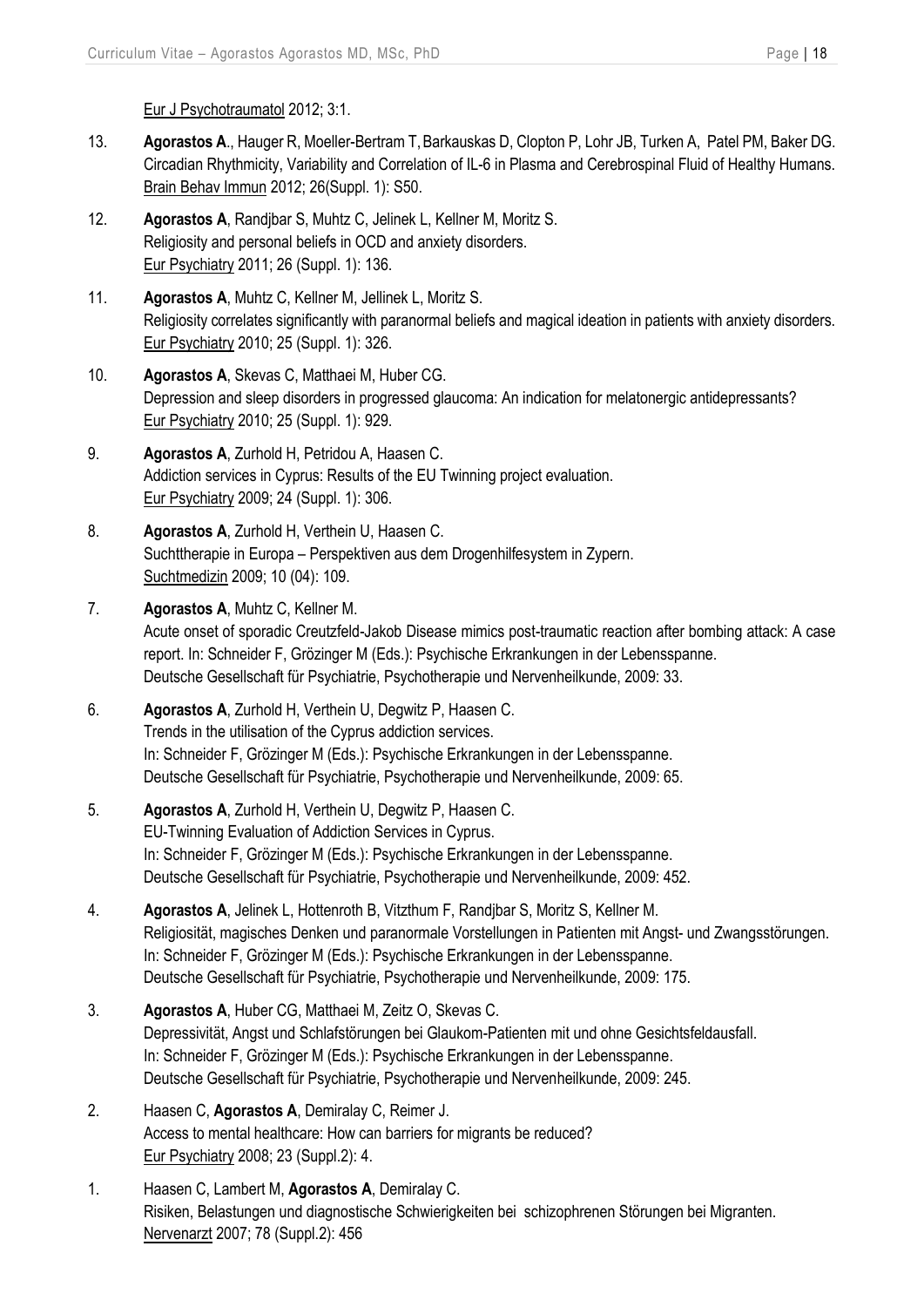Eur J Psychotraumatol 2012; 3:1.

13. **Agorastos A**., Hauger R, Moeller-Bertram T, Barkauskas D, Clopton P, Lohr JB, Turken A, Patel PM, Baker DG. Circadian Rhythmicity, Variability and Correlation of IL-6 in Plasma and Cerebrospinal Fluid of Healthy Humans. Brain Behav Immun 2012; 26(Suppl. 1): S50.

12. **Agorastos A**, Randjbar S, Muhtz C, Jelinek L, Kellner M, Moritz S. Religiosity and personal beliefs in OCD and anxiety disorders. Eur Psychiatry 2011; 26 (Suppl. 1): 136.

11. **Agorastos A**, Muhtz C, Kellner M, Jellinek L, Moritz S. Religiosity correlates significantly with paranormal beliefs and magical ideation in patients with anxiety disorders. Eur Psychiatry 2010; 25 (Suppl. 1): 326.

10. **Agorastos A**, Skevas C, Matthaei M, Huber CG. Depression and sleep disorders in progressed glaucoma: An indication for melatonergic antidepressants? Eur Psychiatry 2010; 25 (Suppl. 1): 929.

9. **Agorastos A**, Zurhold H, Petridou A, Haasen C. Addiction services in Cyprus: Results of the EU Twinning project evaluation. Eur Psychiatry 2009; 24 (Suppl. 1): 306.

8. **Agorastos A**, Zurhold H, Verthein U, Haasen C. Suchttherapie in Europa – Perspektiven aus dem Drogenhilfesystem in Zypern. Suchtmedizin 2009; 10 (04): 109.

7. **Agorastos A**, Muhtz C, Kellner M. Acute onset of sporadic Creutzfeld-Jakob Disease mimics post-traumatic reaction after bombing attack: A case report. In: Schneider F, Grözinger M (Eds.): Psychische Erkrankungen in der Lebensspanne. Deutsche Gesellschaft für Psychiatrie, Psychotherapie und Nervenheilkunde, 2009: 33.

6. **Agorastos A**, Zurhold H, Verthein U, Degwitz P, Haasen C. Trends in the utilisation of the Cyprus addiction services. In: Schneider F, Grözinger M (Eds.): Psychische Erkrankungen in der Lebensspanne. Deutsche Gesellschaft für Psychiatrie, Psychotherapie und Nervenheilkunde, 2009: 65.

5. **Agorastos A**, Zurhold H, Verthein U, Degwitz P, Haasen C. EU-Twinning Evaluation of Addiction Services in Cyprus. In: Schneider F, Grözinger M (Eds.): Psychische Erkrankungen in der Lebensspanne. Deutsche Gesellschaft für Psychiatrie, Psychotherapie und Nervenheilkunde, 2009: 452.

4. **Agorastos A**, Jelinek L, Hottenroth B, Vitzthum F, Randjbar S, Moritz S, Kellner M. Religiosität, magisches Denken und paranormale Vorstellungen in Patienten mit Angst- und Zwangsstörungen. In: Schneider F, Grözinger M (Eds.): Psychische Erkrankungen in der Lebensspanne. Deutsche Gesellschaft für Psychiatrie, Psychotherapie und Nervenheilkunde, 2009: 175.

3. **Agorastos A**, Huber CG, Matthaei M, Zeitz O, Skevas C. Depressivität, Angst und Schlafstörungen bei Glaukom-Patienten mit und ohne Gesichtsfeldausfall. In: Schneider F, Grözinger M (Eds.): Psychische Erkrankungen in der Lebensspanne. Deutsche Gesellschaft für Psychiatrie, Psychotherapie und Nervenheilkunde, 2009: 245.

2. Haasen C, **Agorastos A**, Demiralay C, Reimer J. Access to mental healthcare: How can barriers for migrants be reduced? Eur Psychiatry 2008; 23 (Suppl.2): 4.

1. Haasen C, Lambert M, **Agorastos A**, Demiralay C. Risiken, Belastungen und diagnostische Schwierigkeiten bei schizophrenen Störungen bei Migranten. Nervenarzt 2007; 78 (Suppl.2): 456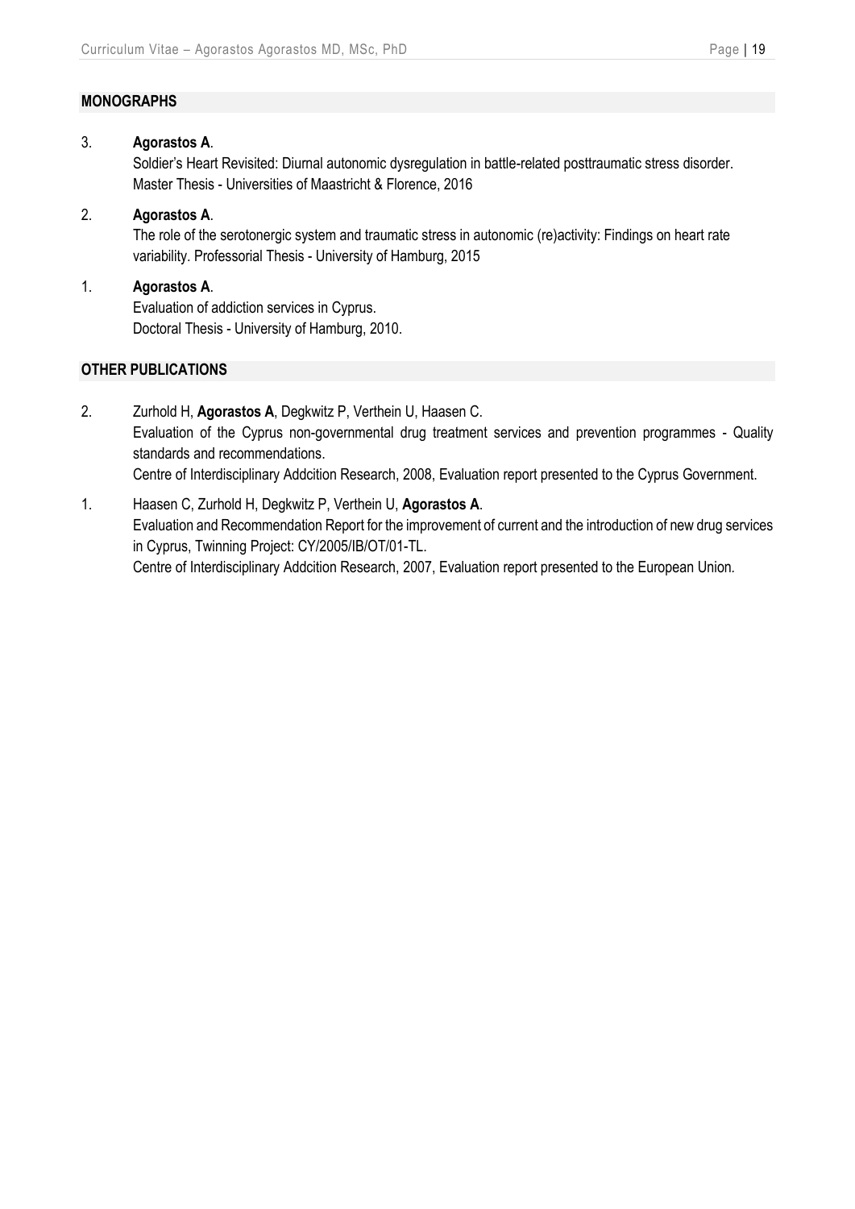## MONOGRAPHS

3. **Agorastos A**.
   Soldier's Heart Revisited: Diurnal autonomic dysregulation in battle-related posttraumatic stress disorder.
   Master Thesis - Universities of Maastricht & Florence, 2016

2. **Agorastos A**.
   The role of the serotonergic system and traumatic stress in autonomic (re)activity: Findings on heart rate variability. Professorial Thesis - University of Hamburg, 2015

1. **Agorastos A**.
   Evaluation of addiction services in Cyprus.
   Doctoral Thesis - University of Hamburg, 2010.

## OTHER PUBLICATIONS

2. Zurhold H, **Agorastos A**, Degkwitz P, Verthein U, Haasen C.
   Evaluation of the Cyprus non-governmental drug treatment services and prevention programmes - Quality standards and recommendations.
   Centre of Interdisciplinary Addcition Research, 2008, Evaluation report presented to the Cyprus Government.

1. Haasen C, Zurhold H, Degkwitz P, Verthein U, **Agorastos A**.
   Evaluation and Recommendation Report for the improvement of current and the introduction of new drug services in Cyprus, Twinning Project: CY/2005/IB/OT/01-TL.
   Centre of Interdisciplinary Addcition Research, 2007, Evaluation report presented to the European Union.